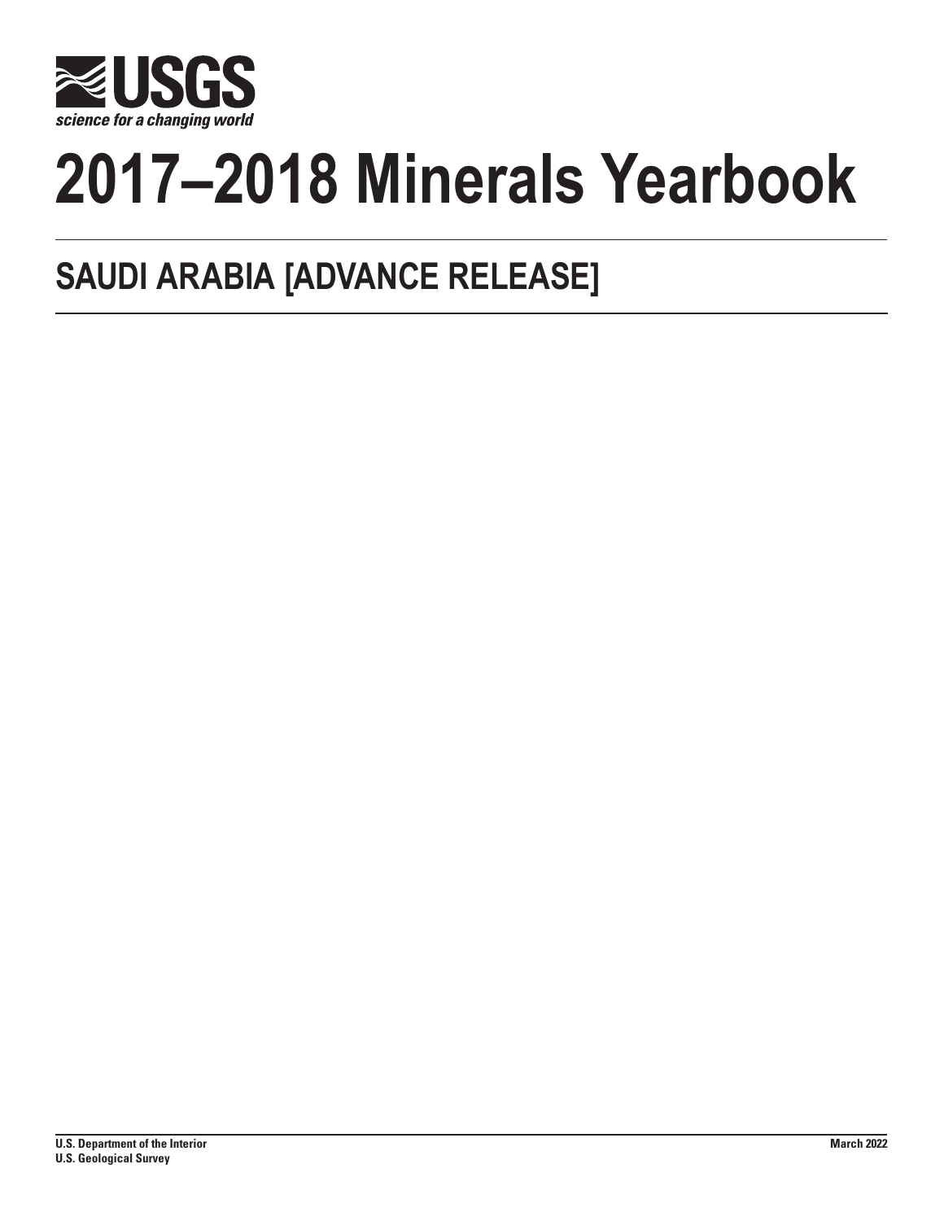USGS

science for a changing world

# 2017–2018 Minerals Yearbook

## SAUDI ARABIA [ADVANCE RELEASE]

**U.S. Department of the Interior**
**U.S. Geological Survey**

**March 2022**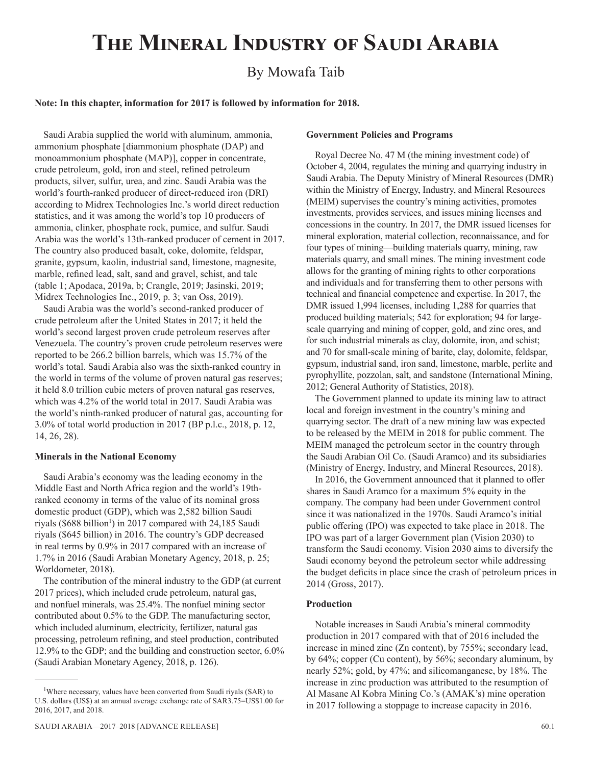# The Mineral Industry of Saudi Arabia

By Mowafa Taib

**Note: In this chapter, information for 2017 is followed by information for 2018.**

Saudi Arabia supplied the world with aluminum, ammonia, ammonium phosphate [diammonium phosphate (DAP) and monoammonium phosphate (MAP)], copper in concentrate, crude petroleum, gold, iron and steel, refined petroleum products, silver, sulfur, urea, and zinc. Saudi Arabia was the world's fourth-ranked producer of direct-reduced iron (DRI) according to Midrex Technologies Inc.'s world direct reduction statistics, and it was among the world's top 10 producers of ammonia, clinker, phosphate rock, pumice, and sulfur. Saudi Arabia was the world's 13th-ranked producer of cement in 2017. The country also produced basalt, coke, dolomite, feldspar, granite, gypsum, kaolin, industrial sand, limestone, magnesite, marble, refined lead, salt, sand and gravel, schist, and talc (table 1; Apodaca, 2019a, b; Crangle, 2019; Jasinski, 2019; Midrex Technologies Inc., 2019, p. 3; van Oss, 2019).

Saudi Arabia was the world's second-ranked producer of crude petroleum after the United States in 2017; it held the world's second largest proven crude petroleum reserves after Venezuela. The country's proven crude petroleum reserves were reported to be 266.2 billion barrels, which was 15.7% of the world's total. Saudi Arabia also was the sixth-ranked country in the world in terms of the volume of proven natural gas reserves; it held 8.0 trillion cubic meters of proven natural gas reserves, which was 4.2% of the world total in 2017. Saudi Arabia was the world's ninth-ranked producer of natural gas, accounting for 3.0% of total world production in 2017 (BP p.l.c., 2018, p. 12, 14, 26, 28).

### Minerals in the National Economy

Saudi Arabia's economy was the leading economy in the Middle East and North Africa region and the world's 19th-ranked economy in terms of the value of its nominal gross domestic product (GDP), which was 2,582 billion Saudi riyals ($688 billion[1]) in 2017 compared with 24,185 Saudi riyals ($645 billion) in 2016. The country's GDP decreased in real terms by 0.9% in 2017 compared with an increase of 1.7% in 2016 (Saudi Arabian Monetary Agency, 2018, p. 25; Worldometer, 2018).

The contribution of the mineral industry to the GDP (at current 2017 prices), which included crude petroleum, natural gas, and nonfuel minerals, was 25.4%. The nonfuel mining sector contributed about 0.5% to the GDP. The manufacturing sector, which included aluminum, electricity, fertilizer, natural gas processing, petroleum refining, and steel production, contributed 12.9% to the GDP; and the building and construction sector, 6.0% (Saudi Arabian Monetary Agency, 2018, p. 126).

### Government Policies and Programs

Royal Decree No. 47 M (the mining investment code) of October 4, 2004, regulates the mining and quarrying industry in Saudi Arabia. The Deputy Ministry of Mineral Resources (DMR) within the Ministry of Energy, Industry, and Mineral Resources (MEIM) supervises the country's mining activities, promotes investments, provides services, and issues mining licenses and concessions in the country. In 2017, the DMR issued licenses for mineral exploration, material collection, reconnaissance, and for four types of mining—building materials quarry, mining, raw materials quarry, and small mines. The mining investment code allows for the granting of mining rights to other corporations and individuals and for transferring them to other persons with technical and financial competence and expertise. In 2017, the DMR issued 1,994 licenses, including 1,288 for quarries that produced building materials; 542 for exploration; 94 for large-scale quarrying and mining of copper, gold, and zinc ores, and for such industrial minerals as clay, dolomite, iron, and schist; and 70 for small-scale mining of barite, clay, dolomite, feldspar, gypsum, industrial sand, iron sand, limestone, marble, perlite and pyrophyllite, pozzolan, salt, and sandstone (International Mining, 2012; General Authority of Statistics, 2018).

The Government planned to update its mining law to attract local and foreign investment in the country's mining and quarrying sector. The draft of a new mining law was expected to be released by the MEIM in 2018 for public comment. The MEIM managed the petroleum sector in the country through the Saudi Arabian Oil Co. (Saudi Aramco) and its subsidiaries (Ministry of Energy, Industry, and Mineral Resources, 2018).

In 2016, the Government announced that it planned to offer shares in Saudi Aramco for a maximum 5% equity in the company. The company had been under Government control since it was nationalized in the 1970s. Saudi Aramco's initial public offering (IPO) was expected to take place in 2018. The IPO was part of a larger Government plan (Vision 2030) to transform the Saudi economy. Vision 2030 aims to diversify the Saudi economy beyond the petroleum sector while addressing the budget deficits in place since the crash of petroleum prices in 2014 (Gross, 2017).

### Production

Notable increases in Saudi Arabia's mineral commodity production in 2017 compared with that of 2016 included the increase in mined zinc (Zn content), by 755%; secondary lead, by 64%; copper (Cu content), by 56%; secondary aluminum, by nearly 52%; gold, by 47%; and silicomanganese, by 18%. The increase in zinc production was attributed to the resumption of Al Masane Al Kobra Mining Co.'s (AMAK's) mine operation in 2017 following a stoppage to increase capacity in 2016.

---

[1] Where necessary, values have been converted from Saudi riyals (SAR) to U.S. dollars (US$) at an annual average exchange rate of SAR3.75=US$1.00 for 2016, 2017, and 2018.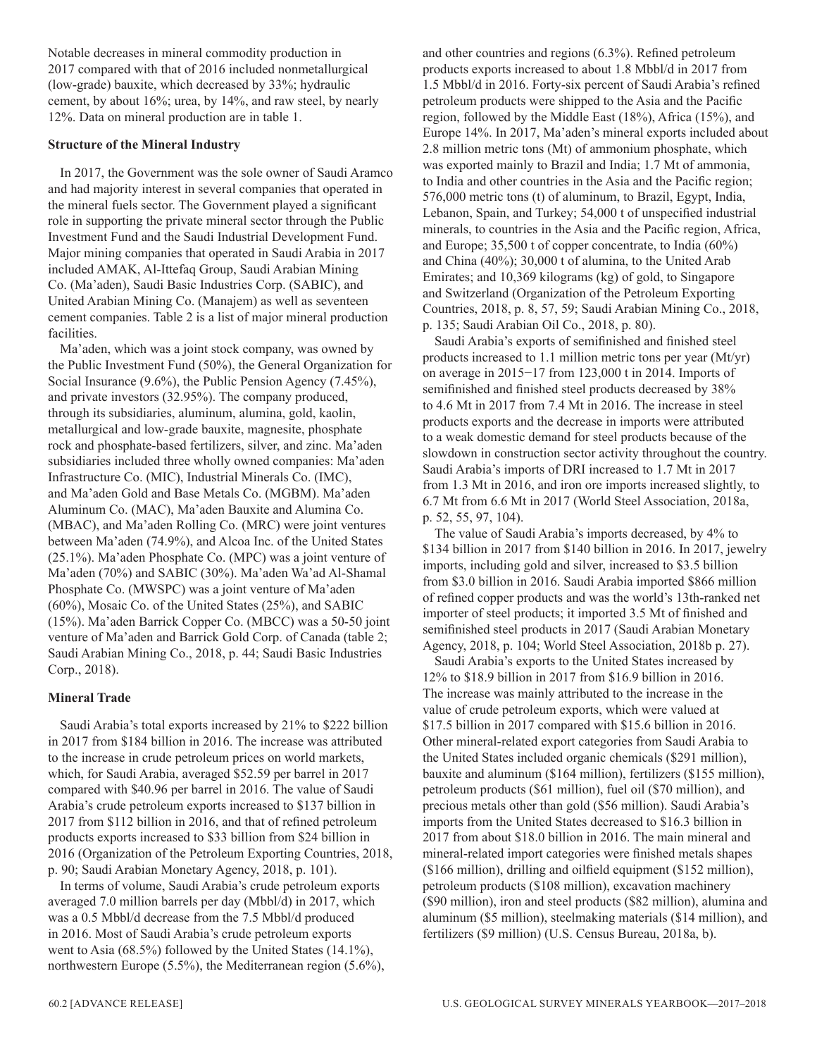Notable decreases in mineral commodity production in 2017 compared with that of 2016 included nonmetallurgical (low-grade) bauxite, which decreased by 33%; hydraulic cement, by about 16%; urea, by 14%, and raw steel, by nearly 12%. Data on mineral production are in table 1.

### Structure of the Mineral Industry

In 2017, the Government was the sole owner of Saudi Aramco and had majority interest in several companies that operated in the mineral fuels sector. The Government played a significant role in supporting the private mineral sector through the Public Investment Fund and the Saudi Industrial Development Fund. Major mining companies that operated in Saudi Arabia in 2017 included AMAK, Al-Ittefaq Group, Saudi Arabian Mining Co. (Ma'aden), Saudi Basic Industries Corp. (SABIC), and United Arabian Mining Co. (Manajem) as well as seventeen cement companies. Table 2 is a list of major mineral production facilities.

Ma'aden, which was a joint stock company, was owned by the Public Investment Fund (50%), the General Organization for Social Insurance (9.6%), the Public Pension Agency (7.45%), and private investors (32.95%). The company produced, through its subsidiaries, aluminum, alumina, gold, kaolin, metallurgical and low-grade bauxite, magnesite, phosphate rock and phosphate-based fertilizers, silver, and zinc. Ma'aden subsidiaries included three wholly owned companies: Ma'aden Infrastructure Co. (MIC), Industrial Minerals Co. (IMC), and Ma'aden Gold and Base Metals Co. (MGBM). Ma'aden Aluminum Co. (MAC), Ma'aden Bauxite and Alumina Co. (MBAC), and Ma'aden Rolling Co. (MRC) were joint ventures between Ma'aden (74.9%), and Alcoa Inc. of the United States (25.1%). Ma'aden Phosphate Co. (MPC) was a joint venture of Ma'aden (70%) and SABIC (30%). Ma'aden Wa'ad Al-Shamal Phosphate Co. (MWSPC) was a joint venture of Ma'aden (60%), Mosaic Co. of the United States (25%), and SABIC (15%). Ma'aden Barrick Copper Co. (MBCC) was a 50-50 joint venture of Ma'aden and Barrick Gold Corp. of Canada (table 2; Saudi Arabian Mining Co., 2018, p. 44; Saudi Basic Industries Corp., 2018).

### Mineral Trade

Saudi Arabia's total exports increased by 21% to $222 billion in 2017 from $184 billion in 2016. The increase was attributed to the increase in crude petroleum prices on world markets, which, for Saudi Arabia, averaged $52.59 per barrel in 2017 compared with $40.96 per barrel in 2016. The value of Saudi Arabia's crude petroleum exports increased to $137 billion in 2017 from $112 billion in 2016, and that of refined petroleum products exports increased to $33 billion from $24 billion in 2016 (Organization of the Petroleum Exporting Countries, 2018, p. 90; Saudi Arabian Monetary Agency, 2018, p. 101).

In terms of volume, Saudi Arabia's crude petroleum exports averaged 7.0 million barrels per day (Mbbl/d) in 2017, which was a 0.5 Mbbl/d decrease from the 7.5 Mbbl/d produced in 2016. Most of Saudi Arabia's crude petroleum exports went to Asia (68.5%) followed by the United States (14.1%), northwestern Europe (5.5%), the Mediterranean region (5.6%), and other countries and regions (6.3%). Refined petroleum products exports increased to about 1.8 Mbbl/d in 2017 from 1.5 Mbbl/d in 2016. Forty-six percent of Saudi Arabia's refined petroleum products were shipped to the Asia and the Pacific region, followed by the Middle East (18%), Africa (15%), and Europe 14%. In 2017, Ma'aden's mineral exports included about 2.8 million metric tons (Mt) of ammonium phosphate, which was exported mainly to Brazil and India; 1.7 Mt of ammonia, to India and other countries in the Asia and the Pacific region; 576,000 metric tons (t) of aluminum, to Brazil, Egypt, India, Lebanon, Spain, and Turkey; 54,000 t of unspecified industrial minerals, to countries in the Asia and the Pacific region, Africa, and Europe; 35,500 t of copper concentrate, to India (60%) and China (40%); 30,000 t of alumina, to the United Arab Emirates; and 10,369 kilograms (kg) of gold, to Singapore and Switzerland (Organization of the Petroleum Exporting Countries, 2018, p. 8, 57, 59; Saudi Arabian Mining Co., 2018, p. 135; Saudi Arabian Oil Co., 2018, p. 80).

Saudi Arabia's exports of semifinished and finished steel products increased to 1.1 million metric tons per year (Mt/yr) on average in 2015−17 from 123,000 t in 2014. Imports of semifinished and finished steel products decreased by 38% to 4.6 Mt in 2017 from 7.4 Mt in 2016. The increase in steel products exports and the decrease in imports were attributed to a weak domestic demand for steel products because of the slowdown in construction sector activity throughout the country. Saudi Arabia's imports of DRI increased to 1.7 Mt in 2017 from 1.3 Mt in 2016, and iron ore imports increased slightly, to 6.7 Mt from 6.6 Mt in 2017 (World Steel Association, 2018a, p. 52, 55, 97, 104).

The value of Saudi Arabia's imports decreased, by 4% to $134 billion in 2017 from $140 billion in 2016. In 2017, jewelry imports, including gold and silver, increased to $3.5 billion from $3.0 billion in 2016. Saudi Arabia imported $866 million of refined copper products and was the world's 13th-ranked net importer of steel products; it imported 3.5 Mt of finished and semifinished steel products in 2017 (Saudi Arabian Monetary Agency, 2018, p. 104; World Steel Association, 2018b p. 27).

Saudi Arabia's exports to the United States increased by 12% to $18.9 billion in 2017 from $16.9 billion in 2016. The increase was mainly attributed to the increase in the value of crude petroleum exports, which were valued at $17.5 billion in 2017 compared with $15.6 billion in 2016. Other mineral-related export categories from Saudi Arabia to the United States included organic chemicals ($291 million), bauxite and aluminum ($164 million), fertilizers ($155 million), petroleum products ($61 million), fuel oil ($70 million), and precious metals other than gold ($56 million). Saudi Arabia's imports from the United States decreased to $16.3 billion in 2017 from about $18.0 billion in 2016. The main mineral and mineral-related import categories were finished metals shapes ($166 million), drilling and oilfield equipment ($152 million), petroleum products ($108 million), excavation machinery ($90 million), iron and steel products ($82 million), alumina and aluminum ($5 million), steelmaking materials ($14 million), and fertilizers ($9 million) (U.S. Census Bureau, 2018a, b).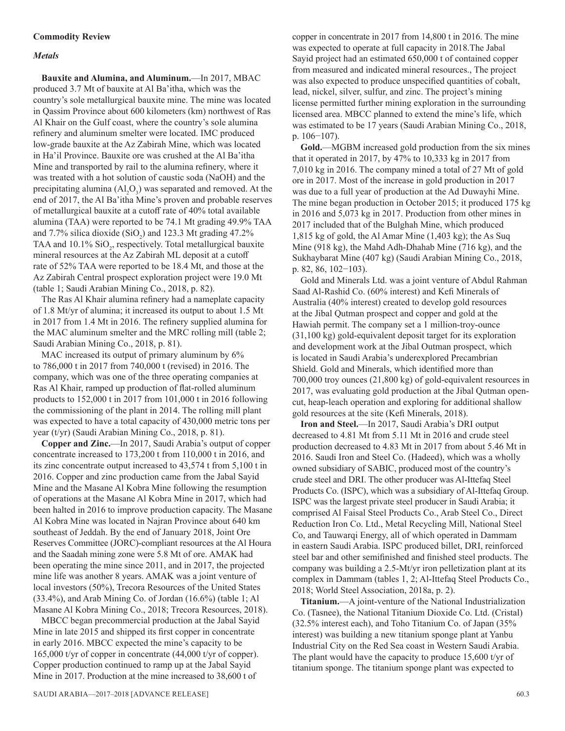## Commodity Review

### *Metals*

**Bauxite and Alumina, and Aluminum.**—In 2017, MBAC produced 3.7 Mt of bauxite at Al Ba'itha, which was the country's sole metallurgical bauxite mine. The mine was located in Qassim Province about 600 kilometers (km) northwest of Ras Al Khair on the Gulf coast, where the country's sole alumina refinery and aluminum smelter were located. IMC produced low-grade bauxite at the Az Zabirah Mine, which was located in Ha'il Province. Bauxite ore was crushed at the Al Ba'itha Mine and transported by rail to the alumina refinery, where it was treated with a hot solution of caustic soda (NaOH) and the precipitating alumina ($Al_2O_3$) was separated and removed. At the end of 2017, the Al Ba'itha Mine's proven and probable reserves of metallurgical bauxite at a cutoff rate of 40% total available alumina (TAA) were reported to be 74.1 Mt grading 49.9% TAA and 7.7% silica dioxide ($SiO_2$) and 123.3 Mt grading 47.2% TAA and 10.1% $SiO_2$, respectively. Total metallurgical bauxite mineral resources at the Az Zabirah ML deposit at a cutoff rate of 52% TAA were reported to be 18.4 Mt, and those at the Az Zabirah Central prospect exploration project were 19.0 Mt (table 1; Saudi Arabian Mining Co., 2018, p. 82).

The Ras Al Khair alumina refinery had a nameplate capacity of 1.8 Mt/yr of alumina; it increased its output to about 1.5 Mt in 2017 from 1.4 Mt in 2016. The refinery supplied alumina for the MAC aluminum smelter and the MRC rolling mill (table 2; Saudi Arabian Mining Co., 2018, p. 81).

MAC increased its output of primary aluminum by 6% to 786,000 t in 2017 from 740,000 t (revised) in 2016. The company, which was one of the three operating companies at Ras Al Khair, ramped up production of flat-rolled aluminum products to 152,000 t in 2017 from 101,000 t in 2016 following the commissioning of the plant in 2014. The rolling mill plant was expected to have a total capacity of 430,000 metric tons per year (t/yr) (Saudi Arabian Mining Co., 2018, p. 81).

**Copper and Zinc.**—In 2017, Saudi Arabia's output of copper concentrate increased to 173,200 t from 110,000 t in 2016, and its zinc concentrate output increased to 43,574 t from 5,100 t in 2016. Copper and zinc production came from the Jabal Sayid Mine and the Masane Al Kobra Mine following the resumption of operations at the Masane Al Kobra Mine in 2017, which had been halted in 2016 to improve production capacity. The Masane Al Kobra Mine was located in Najran Province about 640 km southeast of Jeddah. By the end of January 2018, Joint Ore Reserves Committee (JORC)-compliant resources at the Al Houra and the Saadah mining zone were 5.8 Mt of ore. AMAK had been operating the mine since 2011, and in 2017, the projected mine life was another 8 years. AMAK was a joint venture of local investors (50%), Trecora Resources of the United States (33.4%), and Arab Mining Co. of Jordan (16.6%) (table 1; Al Masane Al Kobra Mining Co., 2018; Trecora Resources, 2018).

MBCC began precommercial production at the Jabal Sayid Mine in late 2015 and shipped its first copper in concentrate in early 2016. MBCC expected the mine's capacity to be 165,000 t/yr of copper in concentrate (44,000 t/yr of copper). Copper production continued to ramp up at the Jabal Sayid Mine in 2017. Production at the mine increased to 38,600 t of copper in concentrate in 2017 from 14,800 t in 2016. The mine was expected to operate at full capacity in 2018.The Jabal Sayid project had an estimated 650,000 t of contained copper from measured and indicated mineral resources., The project was also expected to produce unspecified quantities of cobalt, lead, nickel, silver, sulfur, and zinc. The project's mining license permitted further mining exploration in the surrounding licensed area. MBCC planned to extend the mine's life, which was estimated to be 17 years (Saudi Arabian Mining Co., 2018, p. 106−107).

**Gold.**—MGBM increased gold production from the six mines that it operated in 2017, by 47% to 10,333 kg in 2017 from 7,010 kg in 2016. The company mined a total of 27 Mt of gold ore in 2017. Most of the increase in gold production in 2017 was due to a full year of production at the Ad Duwayhi Mine. The mine began production in October 2015; it produced 175 kg in 2016 and 5,073 kg in 2017. Production from other mines in 2017 included that of the Bulghah Mine, which produced 1,815 kg of gold, the Al Amar Mine (1,403 kg); the As Suq Mine (918 kg), the Mahd Adh-Dhahab Mine (716 kg), and the Sukhaybarat Mine (407 kg) (Saudi Arabian Mining Co., 2018, p. 82, 86, 102−103).

Gold and Minerals Ltd. was a joint venture of Abdul Rahman Saad Al-Rashid Co. (60% interest) and Kefi Minerals of Australia (40% interest) created to develop gold resources at the Jibal Qutman prospect and copper and gold at the Hawiah permit. The company set a 1 million-troy-ounce (31,100 kg) gold-equivalent deposit target for its exploration and development work at the Jibal Outman prospect, which is located in Saudi Arabia's underexplored Precambrian Shield. Gold and Minerals, which identified more than 700,000 troy ounces (21,800 kg) of gold-equivalent resources in 2017, was evaluating gold production at the Jibal Qutman open-cut, heap-leach operation and exploring for additional shallow gold resources at the site (Kefi Minerals, 2018).

**Iron and Steel.**—In 2017, Saudi Arabia's DRI output decreased to 4.81 Mt from 5.11 Mt in 2016 and crude steel production decreased to 4.83 Mt in 2017 from about 5.46 Mt in 2016. Saudi Iron and Steel Co. (Hadeed), which was a wholly owned subsidiary of SABIC, produced most of the country's crude steel and DRI. The other producer was Al-Ittefaq Steel Products Co. (ISPC), which was a subsidiary of Al-Ittefaq Group. ISPC was the largest private steel producer in Saudi Arabia; it comprised Al Faisal Steel Products Co., Arab Steel Co., Direct Reduction Iron Co. Ltd., Metal Recycling Mill, National Steel Co, and Tauwarqi Energy, all of which operated in Dammam in eastern Saudi Arabia. ISPC produced billet, DRI, reinforced steel bar and other semifinished and finished steel products. The company was building a 2.5-Mt/yr iron pelletization plant at its complex in Dammam (tables 1, 2; Al-Ittefaq Steel Products Co., 2018; World Steel Association, 2018a, p. 2).

**Titanium.**—A joint-venture of the National Industrialization Co. (Tasnee), the National Titanium Dioxide Co. Ltd. (Cristal) (32.5% interest each), and Toho Titanium Co. of Japan (35% interest) was building a new titanium sponge plant at Yanbu Industrial City on the Red Sea coast in Western Saudi Arabia. The plant would have the capacity to produce 15,600 t/yr of titanium sponge. The titanium sponge plant was expected to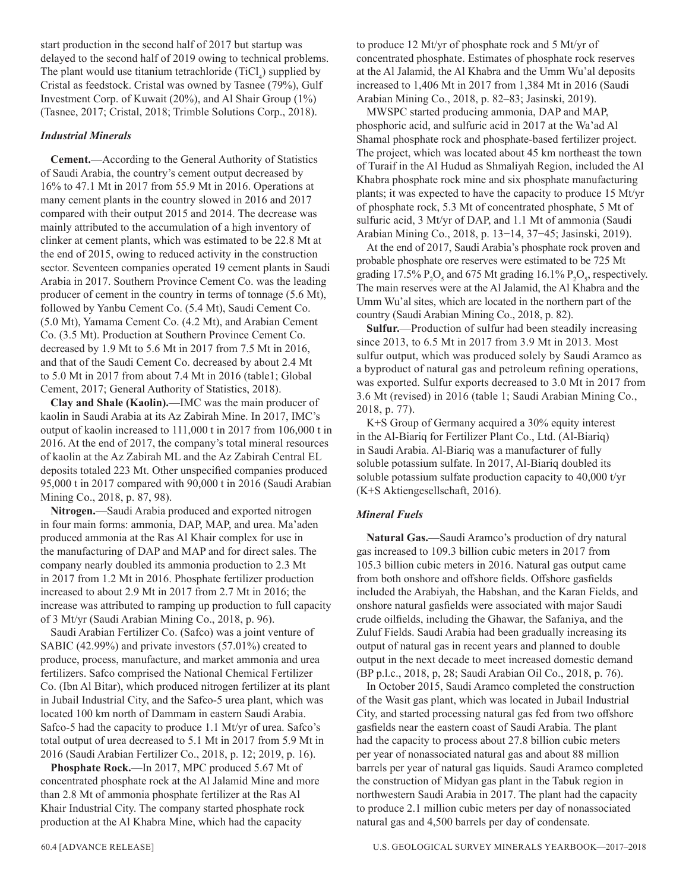start production in the second half of 2017 but startup was delayed to the second half of 2019 owing to technical problems. The plant would use titanium tetrachloride ($TiCl_4$) supplied by Cristal as feedstock. Cristal was owned by Tasnee (79%), Gulf Investment Corp. of Kuwait (20%), and Al Shair Group (1%) (Tasnee, 2017; Cristal, 2018; Trimble Solutions Corp., 2018).

### *Industrial Minerals*

**Cement.**—According to the General Authority of Statistics of Saudi Arabia, the country's cement output decreased by 16% to 47.1 Mt in 2017 from 55.9 Mt in 2016. Operations at many cement plants in the country slowed in 2016 and 2017 compared with their output 2015 and 2014. The decrease was mainly attributed to the accumulation of a high inventory of clinker at cement plants, which was estimated to be 22.8 Mt at the end of 2015, owing to reduced activity in the construction sector. Seventeen companies operated 19 cement plants in Saudi Arabia in 2017. Southern Province Cement Co. was the leading producer of cement in the country in terms of tonnage (5.6 Mt), followed by Yanbu Cement Co. (5.4 Mt), Saudi Cement Co. (5.0 Mt), Yamama Cement Co. (4.2 Mt), and Arabian Cement Co. (3.5 Mt). Production at Southern Province Cement Co. decreased by 1.9 Mt to 5.6 Mt in 2017 from 7.5 Mt in 2016, and that of the Saudi Cement Co. decreased by about 2.4 Mt to 5.0 Mt in 2017 from about 7.4 Mt in 2016 (table1; Global Cement, 2017; General Authority of Statistics, 2018).

**Clay and Shale (Kaolin).**—IMC was the main producer of kaolin in Saudi Arabia at its Az Zabirah Mine. In 2017, IMC's output of kaolin increased to 111,000 t in 2017 from 106,000 t in 2016. At the end of 2017, the company's total mineral resources of kaolin at the Az Zabirah ML and the Az Zabirah Central EL deposits totaled 223 Mt. Other unspecified companies produced 95,000 t in 2017 compared with 90,000 t in 2016 (Saudi Arabian Mining Co., 2018, p. 87, 98).

**Nitrogen.**—Saudi Arabia produced and exported nitrogen in four main forms: ammonia, DAP, MAP, and urea. Ma'aden produced ammonia at the Ras Al Khair complex for use in the manufacturing of DAP and MAP and for direct sales. The company nearly doubled its ammonia production to 2.3 Mt in 2017 from 1.2 Mt in 2016. Phosphate fertilizer production increased to about 2.9 Mt in 2017 from 2.7 Mt in 2016; the increase was attributed to ramping up production to full capacity of 3 Mt/yr (Saudi Arabian Mining Co., 2018, p. 96).

Saudi Arabian Fertilizer Co. (Safco) was a joint venture of SABIC (42.99%) and private investors (57.01%) created to produce, process, manufacture, and market ammonia and urea fertilizers. Safco comprised the National Chemical Fertilizer Co. (Ibn Al Bitar), which produced nitrogen fertilizer at its plant in Jubail Industrial City, and the Safco-5 urea plant, which was located 100 km north of Dammam in eastern Saudi Arabia. Safco-5 had the capacity to produce 1.1 Mt/yr of urea. Safco's total output of urea decreased to 5.1 Mt in 2017 from 5.9 Mt in 2016 (Saudi Arabian Fertilizer Co., 2018, p. 12; 2019, p. 16).

**Phosphate Rock.**—In 2017, MPC produced 5.67 Mt of concentrated phosphate rock at the Al Jalamid Mine and more than 2.8 Mt of ammonia phosphate fertilizer at the Ras Al Khair Industrial City. The company started phosphate rock production at the Al Khabra Mine, which had the capacity to produce 12 Mt/yr of phosphate rock and 5 Mt/yr of concentrated phosphate. Estimates of phosphate rock reserves at the Al Jalamid, the Al Khabra and the Umm Wu'al deposits increased to 1,406 Mt in 2017 from 1,384 Mt in 2016 (Saudi Arabian Mining Co., 2018, p. 82–83; Jasinski, 2019).

MWSPC started producing ammonia, DAP and MAP, phosphoric acid, and sulfuric acid in 2017 at the Wa'ad Al Shamal phosphate rock and phosphate-based fertilizer project. The project, which was located about 45 km northeast the town of Turaif in the Al Hudud as Shmaliyah Region, included the Al Khabra phosphate rock mine and six phosphate manufacturing plants; it was expected to have the capacity to produce 15 Mt/yr of phosphate rock, 5.3 Mt of concentrated phosphate, 5 Mt of sulfuric acid, 3 Mt/yr of DAP, and 1.1 Mt of ammonia (Saudi Arabian Mining Co., 2018, p. 13−14, 37−45; Jasinski, 2019).

At the end of 2017, Saudi Arabia's phosphate rock proven and probable phosphate ore reserves were estimated to be 725 Mt grading 17.5% $P_2O_5$ and 675 Mt grading 16.1% $P_2O_5$, respectively. The main reserves were at the Al Jalamid, the Al Khabra and the Umm Wu'al sites, which are located in the northern part of the country (Saudi Arabian Mining Co., 2018, p. 82).

**Sulfur.**—Production of sulfur had been steadily increasing since 2013, to 6.5 Mt in 2017 from 3.9 Mt in 2013. Most sulfur output, which was produced solely by Saudi Aramco as a byproduct of natural gas and petroleum refining operations, was exported. Sulfur exports decreased to 3.0 Mt in 2017 from 3.6 Mt (revised) in 2016 (table 1; Saudi Arabian Mining Co., 2018, p. 77).

K+S Group of Germany acquired a 30% equity interest in the Al-Biariq for Fertilizer Plant Co., Ltd. (Al-Biariq) in Saudi Arabia. Al-Biariq was a manufacturer of fully soluble potassium sulfate. In 2017, Al-Biariq doubled its soluble potassium sulfate production capacity to 40,000 t/yr (K+S Aktiengesellschaft, 2016).

### *Mineral Fuels*

**Natural Gas.**—Saudi Aramco's production of dry natural gas increased to 109.3 billion cubic meters in 2017 from 105.3 billion cubic meters in 2016. Natural gas output came from both onshore and offshore fields. Offshore gasfields included the Arabiyah, the Habshan, and the Karan Fields, and onshore natural gasfields were associated with major Saudi crude oilfields, including the Ghawar, the Safaniya, and the Zuluf Fields. Saudi Arabia had been gradually increasing its output of natural gas in recent years and planned to double output in the next decade to meet increased domestic demand (BP p.l.c., 2018, p, 28; Saudi Arabian Oil Co., 2018, p. 76).

In October 2015, Saudi Aramco completed the construction of the Wasit gas plant, which was located in Jubail Industrial City, and started processing natural gas fed from two offshore gasfields near the eastern coast of Saudi Arabia. The plant had the capacity to process about 27.8 billion cubic meters per year of nonassociated natural gas and about 88 million barrels per year of natural gas liquids. Saudi Aramco completed the construction of Midyan gas plant in the Tabuk region in northwestern Saudi Arabia in 2017. The plant had the capacity to produce 2.1 million cubic meters per day of nonassociated natural gas and 4,500 barrels per day of condensate.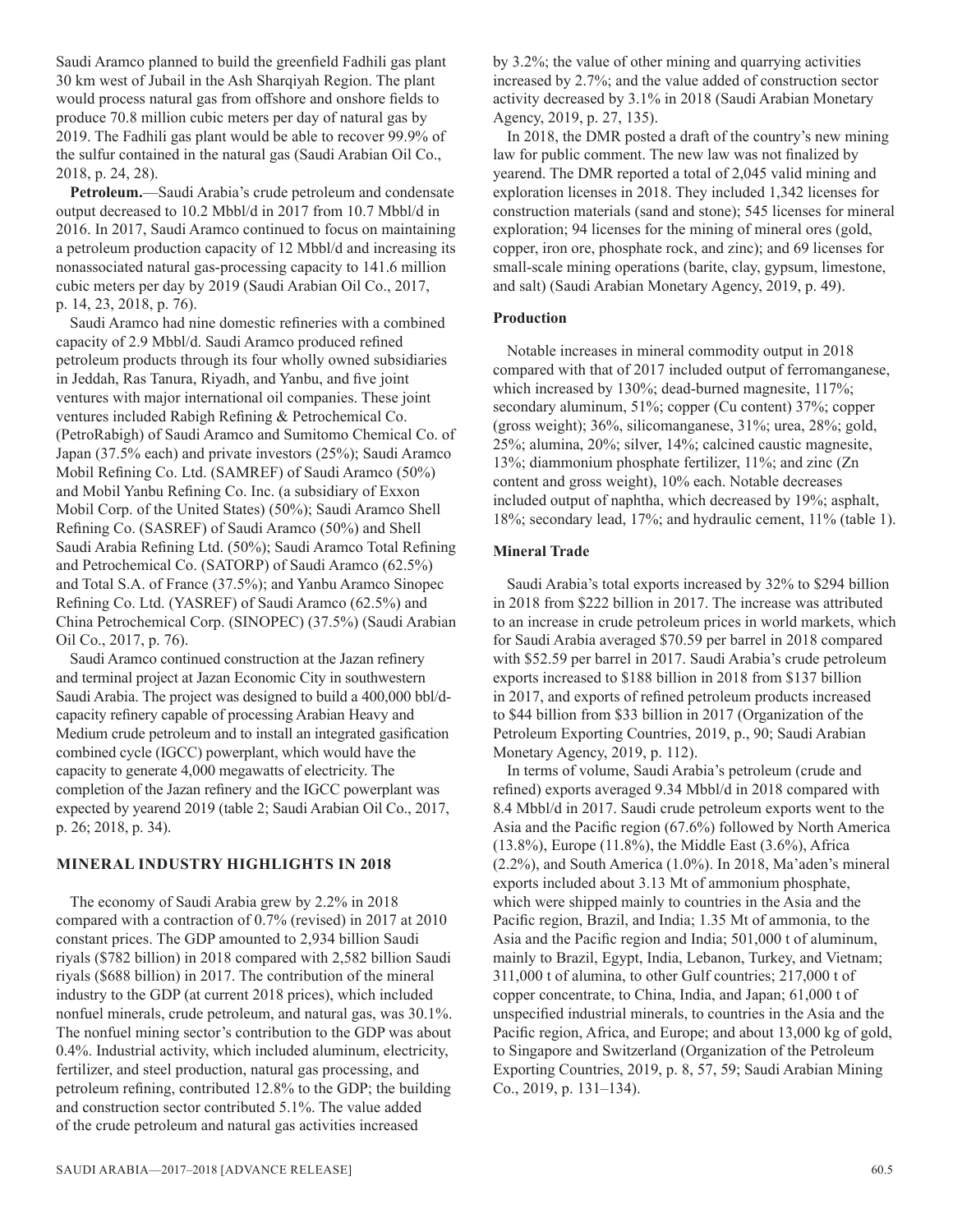Saudi Aramco planned to build the greenfield Fadhili gas plant 30 km west of Jubail in the Ash Sharqiyah Region. The plant would process natural gas from offshore and onshore fields to produce 70.8 million cubic meters per day of natural gas by 2019. The Fadhili gas plant would be able to recover 99.9% of the sulfur contained in the natural gas (Saudi Arabian Oil Co., 2018, p. 24, 28).

**Petroleum.**—Saudi Arabia's crude petroleum and condensate output decreased to 10.2 Mbbl/d in 2017 from 10.7 Mbbl/d in 2016. In 2017, Saudi Aramco continued to focus on maintaining a petroleum production capacity of 12 Mbbl/d and increasing its nonassociated natural gas-processing capacity to 141.6 million cubic meters per day by 2019 (Saudi Arabian Oil Co., 2017, p. 14, 23, 2018, p. 76).

Saudi Aramco had nine domestic refineries with a combined capacity of 2.9 Mbbl/d. Saudi Aramco produced refined petroleum products through its four wholly owned subsidiaries in Jeddah, Ras Tanura, Riyadh, and Yanbu, and five joint ventures with major international oil companies. These joint ventures included Rabigh Refining & Petrochemical Co. (PetroRabigh) of Saudi Aramco and Sumitomo Chemical Co. of Japan (37.5% each) and private investors (25%); Saudi Aramco Mobil Refining Co. Ltd. (SAMREF) of Saudi Aramco (50%) and Mobil Yanbu Refining Co. Inc. (a subsidiary of Exxon Mobil Corp. of the United States) (50%); Saudi Aramco Shell Refining Co. (SASREF) of Saudi Aramco (50%) and Shell Saudi Arabia Refining Ltd. (50%); Saudi Aramco Total Refining and Petrochemical Co. (SATORP) of Saudi Aramco (62.5%) and Total S.A. of France (37.5%); and Yanbu Aramco Sinopec Refining Co. Ltd. (YASREF) of Saudi Aramco (62.5%) and China Petrochemical Corp. (SINOPEC) (37.5%) (Saudi Arabian Oil Co., 2017, p. 76).

Saudi Aramco continued construction at the Jazan refinery and terminal project at Jazan Economic City in southwestern Saudi Arabia. The project was designed to build a 400,000 bbl/d-capacity refinery capable of processing Arabian Heavy and Medium crude petroleum and to install an integrated gasification combined cycle (IGCC) powerplant, which would have the capacity to generate 4,000 megawatts of electricity. The completion of the Jazan refinery and the IGCC powerplant was expected by yearend 2019 (table 2; Saudi Arabian Oil Co., 2017, p. 26; 2018, p. 34).

## MINERAL INDUSTRY HIGHLIGHTS IN 2018

The economy of Saudi Arabia grew by 2.2% in 2018 compared with a contraction of 0.7% (revised) in 2017 at 2010 constant prices. The GDP amounted to 2,934 billion Saudi riyals ($782 billion) in 2018 compared with 2,582 billion Saudi riyals ($688 billion) in 2017. The contribution of the mineral industry to the GDP (at current 2018 prices), which included nonfuel minerals, crude petroleum, and natural gas, was 30.1%. The nonfuel mining sector's contribution to the GDP was about 0.4%. Industrial activity, which included aluminum, electricity, fertilizer, and steel production, natural gas processing, and petroleum refining, contributed 12.8% to the GDP; the building and construction sector contributed 5.1%. The value added of the crude petroleum and natural gas activities increased by 3.2%; the value of other mining and quarrying activities increased by 2.7%; and the value added of construction sector activity decreased by 3.1% in 2018 (Saudi Arabian Monetary Agency, 2019, p. 27, 135).

In 2018, the DMR posted a draft of the country's new mining law for public comment. The new law was not finalized by yearend. The DMR reported a total of 2,045 valid mining and exploration licenses in 2018. They included 1,342 licenses for construction materials (sand and stone); 545 licenses for mineral exploration; 94 licenses for the mining of mineral ores (gold, copper, iron ore, phosphate rock, and zinc); and 69 licenses for small-scale mining operations (barite, clay, gypsum, limestone, and salt) (Saudi Arabian Monetary Agency, 2019, p. 49).

### Production

Notable increases in mineral commodity output in 2018 compared with that of 2017 included output of ferromanganese, which increased by 130%; dead-burned magnesite, 117%; secondary aluminum, 51%; copper (Cu content) 37%; copper (gross weight); 36%, silicomanganese, 31%; urea, 28%; gold, 25%; alumina, 20%; silver, 14%; calcined caustic magnesite, 13%; diammonium phosphate fertilizer, 11%; and zinc (Zn content and gross weight), 10% each. Notable decreases included output of naphtha, which decreased by 19%; asphalt, 18%; secondary lead, 17%; and hydraulic cement, 11% (table 1).

### Mineral Trade

Saudi Arabia's total exports increased by 32% to $294 billion in 2018 from $222 billion in 2017. The increase was attributed to an increase in crude petroleum prices in world markets, which for Saudi Arabia averaged $70.59 per barrel in 2018 compared with $52.59 per barrel in 2017. Saudi Arabia's crude petroleum exports increased to $188 billion in 2018 from $137 billion in 2017, and exports of refined petroleum products increased to $44 billion from $33 billion in 2017 (Organization of the Petroleum Exporting Countries, 2019, p., 90; Saudi Arabian Monetary Agency, 2019, p. 112).

In terms of volume, Saudi Arabia's petroleum (crude and refined) exports averaged 9.34 Mbbl/d in 2018 compared with 8.4 Mbbl/d in 2017. Saudi crude petroleum exports went to the Asia and the Pacific region (67.6%) followed by North America (13.8%), Europe (11.8%), the Middle East (3.6%), Africa (2.2%), and South America (1.0%). In 2018, Ma'aden's mineral exports included about 3.13 Mt of ammonium phosphate, which were shipped mainly to countries in the Asia and the Pacific region, Brazil, and India; 1.35 Mt of ammonia, to the Asia and the Pacific region and India; 501,000 t of aluminum, mainly to Brazil, Egypt, India, Lebanon, Turkey, and Vietnam; 311,000 t of alumina, to other Gulf countries; 217,000 t of copper concentrate, to China, India, and Japan; 61,000 t of unspecified industrial minerals, to countries in the Asia and the Pacific region, Africa, and Europe; and about 13,000 kg of gold, to Singapore and Switzerland (Organization of the Petroleum Exporting Countries, 2019, p. 8, 57, 59; Saudi Arabian Mining Co., 2019, p. 131–134).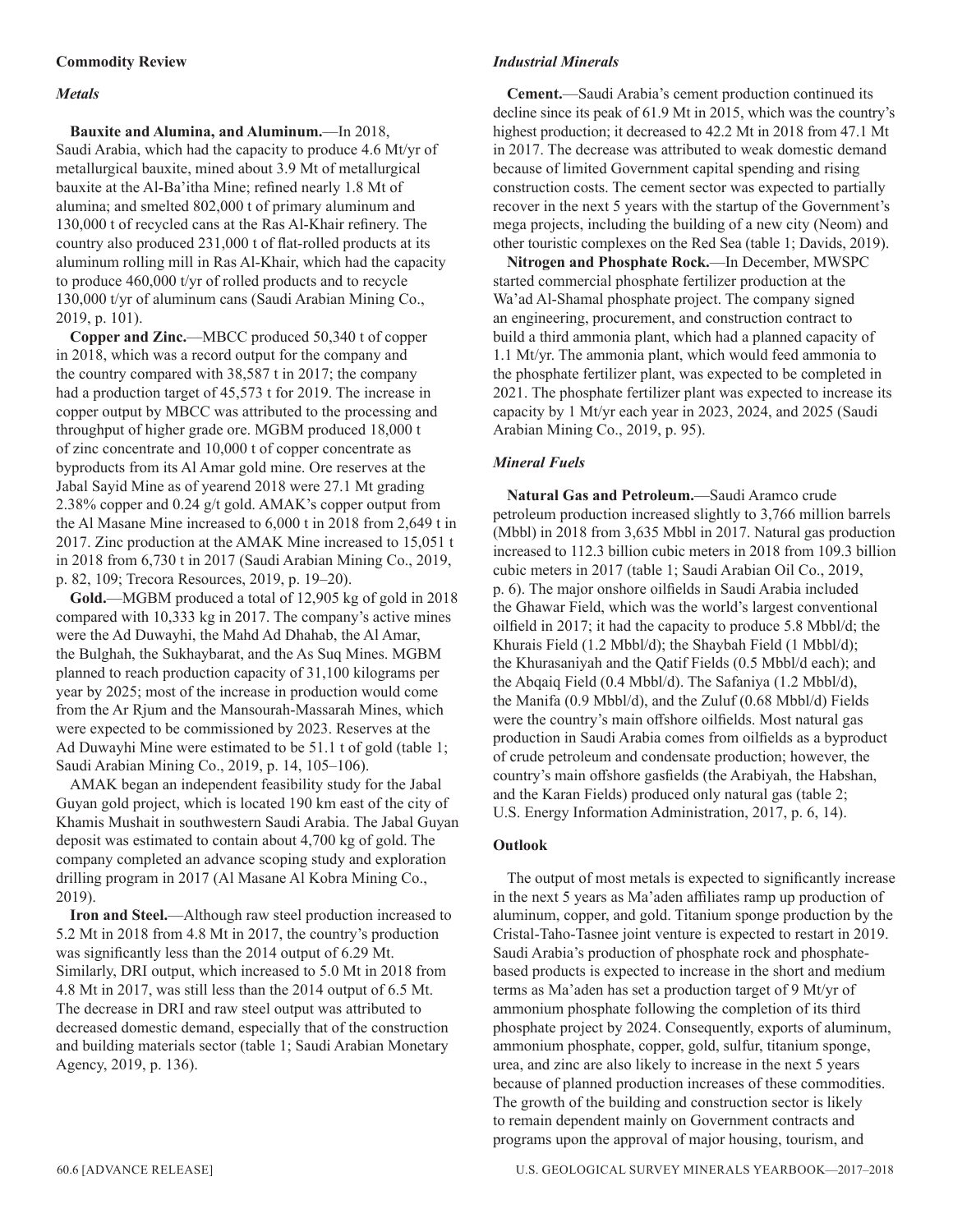## Commodity Review

### *Metals*

**Bauxite and Alumina, and Aluminum.**—In 2018, Saudi Arabia, which had the capacity to produce 4.6 Mt/yr of metallurgical bauxite, mined about 3.9 Mt of metallurgical bauxite at the Al-Ba'itha Mine; refined nearly 1.8 Mt of alumina; and smelted 802,000 t of primary aluminum and 130,000 t of recycled cans at the Ras Al-Khair refinery. The country also produced 231,000 t of flat-rolled products at its aluminum rolling mill in Ras Al-Khair, which had the capacity to produce 460,000 t/yr of rolled products and to recycle 130,000 t/yr of aluminum cans (Saudi Arabian Mining Co., 2019, p. 101).

**Copper and Zinc.**—MBCC produced 50,340 t of copper in 2018, which was a record output for the company and the country compared with 38,587 t in 2017; the company had a production target of 45,573 t for 2019. The increase in copper output by MBCC was attributed to the processing and throughput of higher grade ore. MGBM produced 18,000 t of zinc concentrate and 10,000 t of copper concentrate as byproducts from its Al Amar gold mine. Ore reserves at the Jabal Sayid Mine as of yearend 2018 were 27.1 Mt grading 2.38% copper and 0.24 g/t gold. AMAK's copper output from the Al Masane Mine increased to 6,000 t in 2018 from 2,649 t in 2017. Zinc production at the AMAK Mine increased to 15,051 t in 2018 from 6,730 t in 2017 (Saudi Arabian Mining Co., 2019, p. 82, 109; Trecora Resources, 2019, p. 19–20).

**Gold.**—MGBM produced a total of 12,905 kg of gold in 2018 compared with 10,333 kg in 2017. The company's active mines were the Ad Duwayhi, the Mahd Ad Dhahab, the Al Amar, the Bulghah, the Sukhaybarat, and the As Suq Mines. MGBM planned to reach production capacity of 31,100 kilograms per year by 2025; most of the increase in production would come from the Ar Rjum and the Mansourah-Massarah Mines, which were expected to be commissioned by 2023. Reserves at the Ad Duwayhi Mine were estimated to be 51.1 t of gold (table 1; Saudi Arabian Mining Co., 2019, p. 14, 105–106).

AMAK began an independent feasibility study for the Jabal Guyan gold project, which is located 190 km east of the city of Khamis Mushait in southwestern Saudi Arabia. The Jabal Guyan deposit was estimated to contain about 4,700 kg of gold. The company completed an advance scoping study and exploration drilling program in 2017 (Al Masane Al Kobra Mining Co., 2019).

**Iron and Steel.**—Although raw steel production increased to 5.2 Mt in 2018 from 4.8 Mt in 2017, the country's production was significantly less than the 2014 output of 6.29 Mt. Similarly, DRI output, which increased to 5.0 Mt in 2018 from 4.8 Mt in 2017, was still less than the 2014 output of 6.5 Mt. The decrease in DRI and raw steel output was attributed to decreased domestic demand, especially that of the construction and building materials sector (table 1; Saudi Arabian Monetary Agency, 2019, p. 136).

### *Industrial Minerals*

**Cement.**—Saudi Arabia's cement production continued its decline since its peak of 61.9 Mt in 2015, which was the country's highest production; it decreased to 42.2 Mt in 2018 from 47.1 Mt in 2017. The decrease was attributed to weak domestic demand because of limited Government capital spending and rising construction costs. The cement sector was expected to partially recover in the next 5 years with the startup of the Government's mega projects, including the building of a new city (Neom) and other touristic complexes on the Red Sea (table 1; Davids, 2019).

**Nitrogen and Phosphate Rock.**—In December, MWSPC started commercial phosphate fertilizer production at the Wa'ad Al-Shamal phosphate project. The company signed an engineering, procurement, and construction contract to build a third ammonia plant, which had a planned capacity of 1.1 Mt/yr. The ammonia plant, which would feed ammonia to the phosphate fertilizer plant, was expected to be completed in 2021. The phosphate fertilizer plant was expected to increase its capacity by 1 Mt/yr each year in 2023, 2024, and 2025 (Saudi Arabian Mining Co., 2019, p. 95).

### *Mineral Fuels*

**Natural Gas and Petroleum.**—Saudi Aramco crude petroleum production increased slightly to 3,766 million barrels (Mbbl) in 2018 from 3,635 Mbbl in 2017. Natural gas production increased to 112.3 billion cubic meters in 2018 from 109.3 billion cubic meters in 2017 (table 1; Saudi Arabian Oil Co., 2019, p. 6). The major onshore oilfields in Saudi Arabia included the Ghawar Field, which was the world's largest conventional oilfield in 2017; it had the capacity to produce 5.8 Mbbl/d; the Khurais Field (1.2 Mbbl/d); the Shaybah Field (1 Mbbl/d); the Khurasaniyah and the Qatif Fields (0.5 Mbbl/d each); and the Abqaiq Field (0.4 Mbbl/d). The Safaniya (1.2 Mbbl/d), the Manifa (0.9 Mbbl/d), and the Zuluf (0.68 Mbbl/d) Fields were the country's main offshore oilfields. Most natural gas production in Saudi Arabia comes from oilfields as a byproduct of crude petroleum and condensate production; however, the country's main offshore gasfields (the Arabiyah, the Habshan, and the Karan Fields) produced only natural gas (table 2; U.S. Energy Information Administration, 2017, p. 6, 14).

## Outlook

The output of most metals is expected to significantly increase in the next 5 years as Ma'aden affiliates ramp up production of aluminum, copper, and gold. Titanium sponge production by the Cristal-Taho-Tasnee joint venture is expected to restart in 2019. Saudi Arabia's production of phosphate rock and phosphate-based products is expected to increase in the short and medium terms as Ma'aden has set a production target of 9 Mt/yr of ammonium phosphate following the completion of its third phosphate project by 2024. Consequently, exports of aluminum, ammonium phosphate, copper, gold, sulfur, titanium sponge, urea, and zinc are also likely to increase in the next 5 years because of planned production increases of these commodities. The growth of the building and construction sector is likely to remain dependent mainly on Government contracts and programs upon the approval of major housing, tourism, and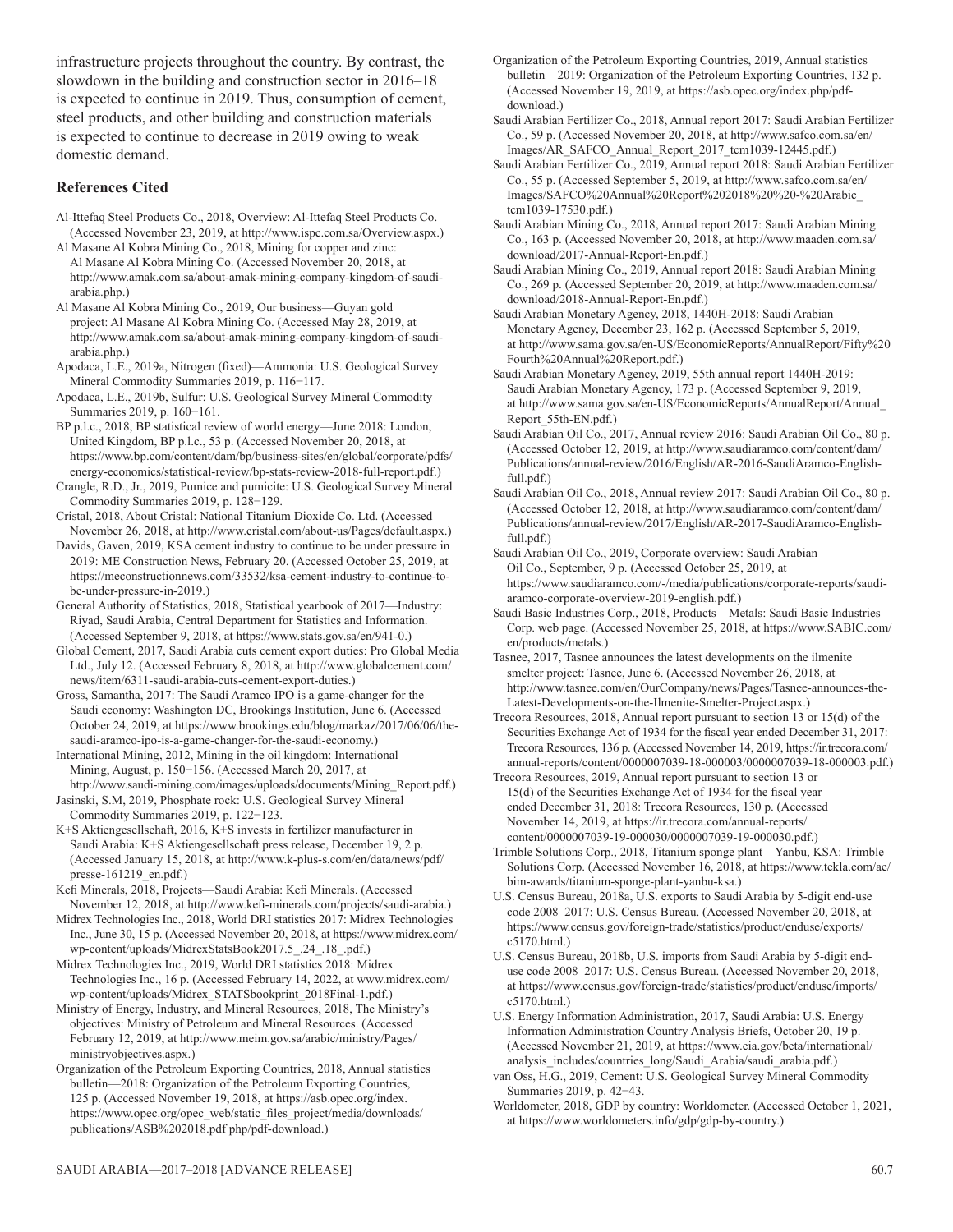infrastructure projects throughout the country. By contrast, the slowdown in the building and construction sector in 2016–18 is expected to continue in 2019. Thus, consumption of cement, steel products, and other building and construction materials is expected to continue to decrease in 2019 owing to weak domestic demand.

### References Cited

Al-Ittefaq Steel Products Co., 2018, Overview: Al-Ittefaq Steel Products Co. (Accessed November 23, 2019, at http://www.ispc.com.sa/Overview.aspx.)

Al Masane Al Kobra Mining Co., 2018, Mining for copper and zinc: Al Masane Al Kobra Mining Co. (Accessed November 20, 2018, at http://www.amak.com.sa/about-amak-mining-company-kingdom-of-saudi-arabia.php.)

Al Masane Al Kobra Mining Co., 2019, Our business—Guyan gold project: Al Masane Al Kobra Mining Co. (Accessed May 28, 2019, at http://www.amak.com.sa/about-amak-mining-company-kingdom-of-saudi-arabia.php.)

Apodaca, L.E., 2019a, Nitrogen (fixed)—Ammonia: U.S. Geological Survey Mineral Commodity Summaries 2019, p. 116−117.

Apodaca, L.E., 2019b, Sulfur: U.S. Geological Survey Mineral Commodity Summaries 2019, p. 160−161.

BP p.l.c., 2018, BP statistical review of world energy—June 2018: London, United Kingdom, BP p.l.c., 53 p. (Accessed November 20, 2018, at https://www.bp.com/content/dam/bp/business-sites/en/global/corporate/pdfs/energy-economics/statistical-review/bp-stats-review-2018-full-report.pdf.)

Crangle, R.D., Jr., 2019, Pumice and pumicite: U.S. Geological Survey Mineral Commodity Summaries 2019, p. 128−129.

Cristal, 2018, About Cristal: National Titanium Dioxide Co. Ltd. (Accessed November 26, 2018, at http://www.cristal.com/about-us/Pages/default.aspx.)

Davids, Gaven, 2019, KSA cement industry to continue to be under pressure in 2019: ME Construction News, February 20. (Accessed October 25, 2019, at https://meconstructionnews.com/33532/ksa-cement-industry-to-continue-to-be-under-pressure-in-2019.)

General Authority of Statistics, 2018, Statistical yearbook of 2017—Industry: Riyad, Saudi Arabia, Central Department for Statistics and Information. (Accessed September 9, 2018, at https://www.stats.gov.sa/en/941-0.)

Global Cement, 2017, Saudi Arabia cuts cement export duties: Pro Global Media Ltd., July 12. (Accessed February 8, 2018, at http://www.globalcement.com/news/item/6311-saudi-arabia-cuts-cement-export-duties.)

Gross, Samantha, 2017: The Saudi Aramco IPO is a game-changer for the Saudi economy: Washington DC, Brookings Institution, June 6. (Accessed October 24, 2019, at https://www.brookings.edu/blog/markaz/2017/06/06/the-saudi-aramco-ipo-is-a-game-changer-for-the-saudi-economy.)

International Mining, 2012, Mining in the oil kingdom: International Mining, August, p. 150−156. (Accessed March 20, 2017, at http://www.saudi-mining.com/images/uploads/documents/Mining_Report.pdf.)

Jasinski, S.M, 2019, Phosphate rock: U.S. Geological Survey Mineral Commodity Summaries 2019, p. 122−123.

K+S Aktiengesellschaft, 2016, K+S invests in fertilizer manufacturer in Saudi Arabia: K+S Aktiengesellschaft press release, December 19, 2 p. (Accessed January 15, 2018, at http://www.k-plus-s.com/en/data/news/pdf/presse-161219_en.pdf.)

Kefi Minerals, 2018, Projects—Saudi Arabia: Kefi Minerals. (Accessed November 12, 2018, at http://www.kefi-minerals.com/projects/saudi-arabia.)

Midrex Technologies Inc., 2018, World DRI statistics 2017: Midrex Technologies Inc., June 30, 15 p. (Accessed November 20, 2018, at https://www.midrex.com/wp-content/uploads/MidrexStatsBook2017.5_.24_.18_.pdf.)

Midrex Technologies Inc., 2019, World DRI statistics 2018: Midrex Technologies Inc., 16 p. (Accessed February 14, 2022, at www.midrex.com/wp-content/uploads/Midrex_STATSbookprint_2018Final-1.pdf.)

Ministry of Energy, Industry, and Mineral Resources, 2018, The Ministry's objectives: Ministry of Petroleum and Mineral Resources. (Accessed February 12, 2019, at http://www.meim.gov.sa/arabic/ministry/Pages/ministryobjectives.aspx.)

Organization of the Petroleum Exporting Countries, 2018, Annual statistics bulletin—2018: Organization of the Petroleum Exporting Countries, 125 p. (Accessed November 19, 2018, at https://asb.opec.org/index. https://www.opec.org/opec_web/static_files_project/media/downloads/publications/ASB%202018.pdf php/pdf-download.)

Organization of the Petroleum Exporting Countries, 2019, Annual statistics bulletin—2019: Organization of the Petroleum Exporting Countries, 132 p. (Accessed November 19, 2019, at https://asb.opec.org/index.php/pdf-download.)

Saudi Arabian Fertilizer Co., 2018, Annual report 2017: Saudi Arabian Fertilizer Co., 59 p. (Accessed November 20, 2018, at http://www.safco.com.sa/en/Images/AR_SAFCO_Annual_Report_2017_tcm1039-12445.pdf.)

Saudi Arabian Fertilizer Co., 2019, Annual report 2018: Saudi Arabian Fertilizer Co., 55 p. (Accessed September 5, 2019, at http://www.safco.com.sa/en/Images/SAFCO%20Annual%20Report%202018%20%20-%20Arabic_tcm1039-17530.pdf.)

Saudi Arabian Mining Co., 2018, Annual report 2017: Saudi Arabian Mining Co., 163 p. (Accessed November 20, 2018, at http://www.maaden.com.sa/download/2017-Annual-Report-En.pdf.)

Saudi Arabian Mining Co., 2019, Annual report 2018: Saudi Arabian Mining Co., 269 p. (Accessed September 20, 2019, at http://www.maaden.com.sa/download/2018-Annual-Report-En.pdf.)

Saudi Arabian Monetary Agency, 2018, 1440H-2018: Saudi Arabian Monetary Agency, December 23, 162 p. (Accessed September 5, 2019, at http://www.sama.gov.sa/en-US/EconomicReports/AnnualReport/Fifty%20Fourth%20Annual%20Report.pdf.)

Saudi Arabian Monetary Agency, 2019, 55th annual report 1440H-2019: Saudi Arabian Monetary Agency, 173 p. (Accessed September 9, 2019, at http://www.sama.gov.sa/en-US/EconomicReports/AnnualReport/Annual_Report_55th-EN.pdf.)

Saudi Arabian Oil Co., 2017, Annual review 2016: Saudi Arabian Oil Co., 80 p. (Accessed October 12, 2019, at http://www.saudiaramco.com/content/dam/Publications/annual-review/2016/English/AR-2016-SaudiAramco-English-full.pdf.)

Saudi Arabian Oil Co., 2018, Annual review 2017: Saudi Arabian Oil Co., 80 p. (Accessed October 12, 2018, at http://www.saudiaramco.com/content/dam/Publications/annual-review/2017/English/AR-2017-SaudiAramco-English-full.pdf.)

Saudi Arabian Oil Co., 2019, Corporate overview: Saudi Arabian Oil Co., September, 9 p. (Accessed October 25, 2019, at https://www.saudiaramco.com/-/media/publications/corporate-reports/saudi-aramco-corporate-overview-2019-english.pdf.)

Saudi Basic Industries Corp., 2018, Products—Metals: Saudi Basic Industries Corp. web page. (Accessed November 25, 2018, at https://www.SABIC.com/en/products/metals.)

Tasnee, 2017, Tasnee announces the latest developments on the ilmenite smelter project: Tasnee, June 6. (Accessed November 26, 2018, at http://www.tasnee.com/en/OurCompany/news/Pages/Tasnee-announces-the-Latest-Developments-on-the-Ilmenite-Smelter-Project.aspx.)

Trecora Resources, 2018, Annual report pursuant to section 13 or 15(d) of the Securities Exchange Act of 1934 for the fiscal year ended December 31, 2017: Trecora Resources, 136 p. (Accessed November 14, 2019, https://ir.trecora.com/annual-reports/content/0000007039-18-000003/0000007039-18-000003.pdf.)

Trecora Resources, 2019, Annual report pursuant to section 13 or 15(d) of the Securities Exchange Act of 1934 for the fiscal year ended December 31, 2018: Trecora Resources, 130 p. (Accessed November 14, 2019, at https://ir.trecora.com/annual-reports/content/0000007039-19-000030/0000007039-19-000030.pdf.)

Trimble Solutions Corp., 2018, Titanium sponge plant—Yanbu, KSA: Trimble Solutions Corp. (Accessed November 16, 2018, at https://www.tekla.com/ae/bim-awards/titanium-sponge-plant-yanbu-ksa.)

U.S. Census Bureau, 2018a, U.S. exports to Saudi Arabia by 5-digit end-use code 2008–2017: U.S. Census Bureau. (Accessed November 20, 2018, at https://www.census.gov/foreign-trade/statistics/product/enduse/exports/c5170.html.)

U.S. Census Bureau, 2018b, U.S. imports from Saudi Arabia by 5-digit end-use code 2008–2017: U.S. Census Bureau. (Accessed November 20, 2018, at https://www.census.gov/foreign-trade/statistics/product/enduse/imports/c5170.html.)

U.S. Energy Information Administration, 2017, Saudi Arabia: U.S. Energy Information Administration Country Analysis Briefs, October 20, 19 p. (Accessed November 21, 2019, at https://www.eia.gov/beta/international/analysis_includes/countries_long/Saudi_Arabia/saudi_arabia.pdf.)

van Oss, H.G., 2019, Cement: U.S. Geological Survey Mineral Commodity Summaries 2019, p. 42−43.

Worldometer, 2018, GDP by country: Worldometer. (Accessed October 1, 2021, at https://www.worldometers.info/gdp/gdp-by-country.)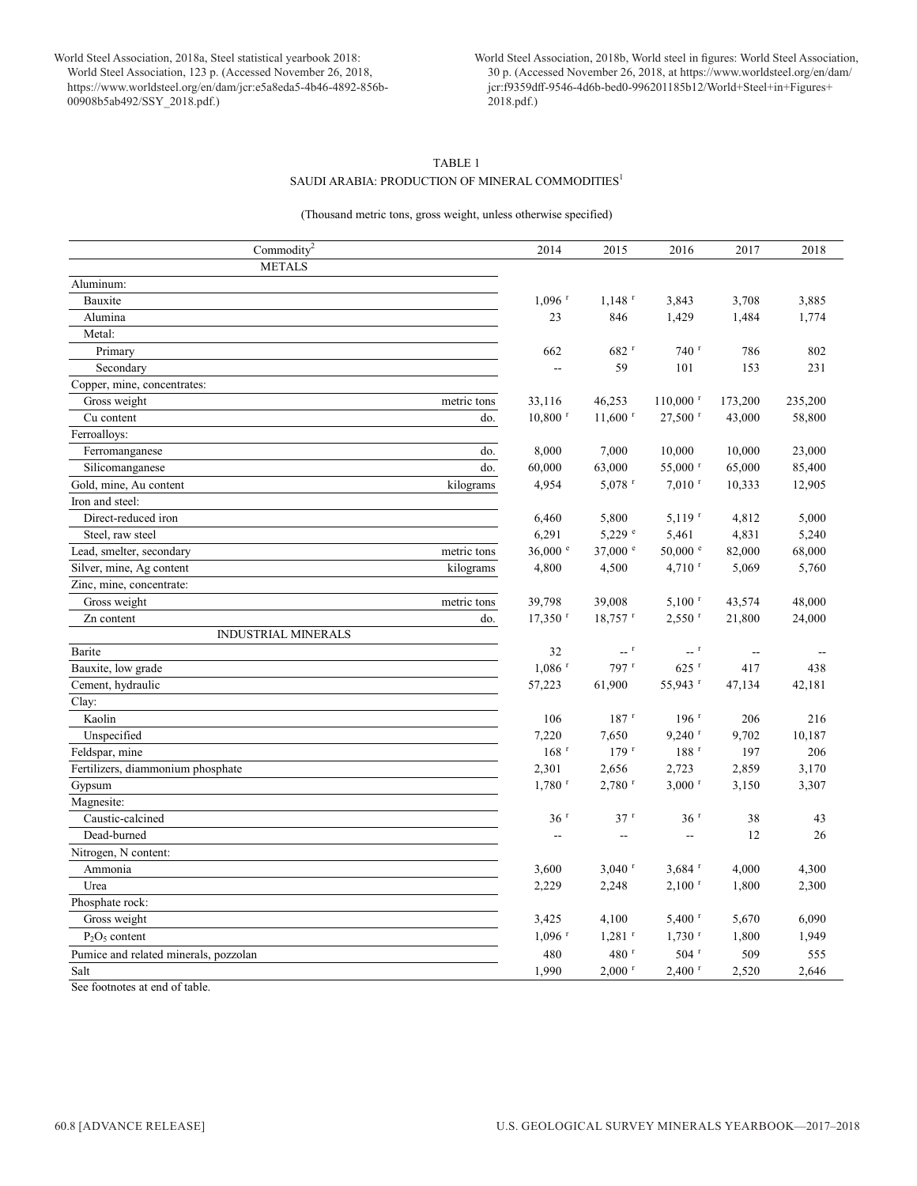World Steel Association, 2018a, Steel statistical yearbook 2018: World Steel Association, 123 p. (Accessed November 26, 2018, https://www.worldsteel.org/en/dam/jcr:e5a8eda5-4b46-4892-856b-00908b5ab492/SSY_2018.pdf.)

World Steel Association, 2018b, World steel in figures: World Steel Association, 30 p. (Accessed November 26, 2018, at https://www.worldsteel.org/en/dam/jcr:f9359dff-9546-4d6b-bed0-996201185b12/World+Steel+in+Figures+2018.pdf.)

TABLE 1

SAUDI ARABIA: PRODUCTION OF MINERAL COMMODITIES[1]

(Thousand metric tons, gross weight, unless otherwise specified)

| Commodity[2] | | 2014 | 2015 | 2016 | 2017 | 2018 |
|---|---|---|---|---|---|---|
| METALS | | | | | | |
| Aluminum: | | | | | | |
| Bauxite | | 1,096 r | 1,148 r | 3,843 | 3,708 | 3,885 |
| Alumina | | 23 | 846 | 1,429 | 1,484 | 1,774 |
| Metal: | | | | | | |
| Primary | | 662 | 682 r | 740 r | 786 | 802 |
| Secondary | | -- | 59 | 101 | 153 | 231 |
| Copper, mine, concentrates: | | | | | | |
| Gross weight | metric tons | 33,116 | 46,253 | 110,000 r | 173,200 | 235,200 |
| Cu content | do. | 10,800 r | 11,600 r | 27,500 r | 43,000 | 58,800 |
| Ferroalloys: | | | | | | |
| Ferromanganese | do. | 8,000 | 7,000 | 10,000 | 10,000 | 23,000 |
| Silicomanganese | do. | 60,000 | 63,000 | 55,000 r | 65,000 | 85,400 |
| Gold, mine, Au content | kilograms | 4,954 | 5,078 r | 7,010 r | 10,333 | 12,905 |
| Iron and steel: | | | | | | |
| Direct-reduced iron | | 6,460 | 5,800 | 5,119 r | 4,812 | 5,000 |
| Steel, raw steel | | 6,291 | 5,229 e | 5,461 | 4,831 | 5,240 |
| Lead, smelter, secondary | metric tons | 36,000 e | 37,000 e | 50,000 e | 82,000 | 68,000 |
| Silver, mine, Ag content | kilograms | 4,800 | 4,500 | 4,710 r | 5,069 | 5,760 |
| Zinc, mine, concentrate: | | | | | | |
| Gross weight | metric tons | 39,798 | 39,008 | 5,100 r | 43,574 | 48,000 |
| Zn content | do. | 17,350 r | 18,757 r | 2,550 r | 21,800 | 24,000 |
| INDUSTRIAL MINERALS | | | | | | |
| Barite | | 32 | -- r | -- r | -- | -- |
| Bauxite, low grade | | 1,086 r | 797 r | 625 r | 417 | 438 |
| Cement, hydraulic | | 57,223 | 61,900 | 55,943 r | 47,134 | 42,181 |
| Clay: | | | | | | |
| Kaolin | | 106 | 187 r | 196 r | 206 | 216 |
| Unspecified | | 7,220 | 7,650 | 9,240 r | 9,702 | 10,187 |
| Feldspar, mine | | 168 r | 179 r | 188 r | 197 | 206 |
| Fertilizers, diammonium phosphate | | 2,301 | 2,656 | 2,723 | 2,859 | 3,170 |
| Gypsum | | 1,780 r | 2,780 r | 3,000 r | 3,150 | 3,307 |
| Magnesite: | | | | | | |
| Caustic-calcined | | 36 r | 37 r | 36 r | 38 | 43 |
| Dead-burned | | -- | -- | -- | 12 | 26 |
| Nitrogen, N content: | | | | | | |
| Ammonia | | 3,600 | 3,040 r | 3,684 r | 4,000 | 4,300 |
| Urea | | 2,229 | 2,248 | 2,100 r | 1,800 | 2,300 |
| Phosphate rock: | | | | | | |
| Gross weight | | 3,425 | 4,100 | 5,400 r | 5,670 | 6,090 |
| $P_2O_5$ content | | 1,096 r | 1,281 r | 1,730 r | 1,800 | 1,949 |
| Pumice and related minerals, pozzolan | | 480 | 480 r | 504 r | 509 | 555 |
| Salt | | 1,990 | 2,000 r | 2,400 r | 2,520 | 2,646 |

See footnotes at end of table.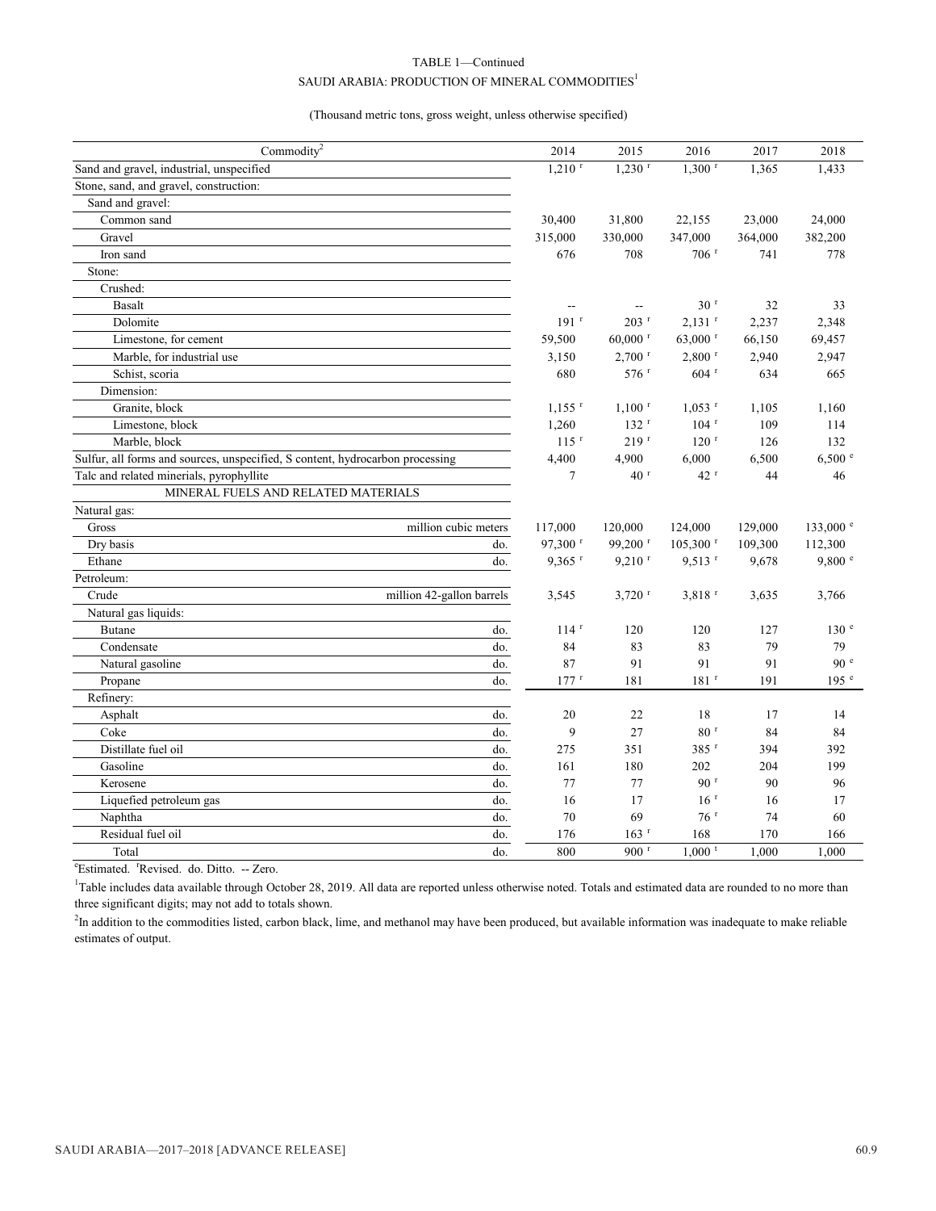TABLE 1—Continued

SAUDI ARABIA: PRODUCTION OF MINERAL COMMODITIES[1]

(Thousand metric tons, gross weight, unless otherwise specified)

| Commodity[2] | | 2014 | 2015 | 2016 | 2017 | 2018 |
|---|---|---|---|---|---|---|
| Sand and gravel, industrial, unspecified | | 1,210 r | 1,230 r | 1,300 r | 1,365 | 1,433 |
| Stone, sand, and gravel, construction: | | | | | | |
| Sand and gravel: | | | | | | |
| Common sand | | 30,400 | 31,800 | 22,155 | 23,000 | 24,000 |
| Gravel | | 315,000 | 330,000 | 347,000 | 364,000 | 382,200 |
| Iron sand | | 676 | 708 | 706 r | 741 | 778 |
| Stone: | | | | | | |
| Crushed: | | | | | | |
| Basalt | | -- | -- | 30 r | 32 | 33 |
| Dolomite | | 191 r | 203 r | 2,131 r | 2,237 | 2,348 |
| Limestone, for cement | | 59,500 | 60,000 r | 63,000 r | 66,150 | 69,457 |
| Marble, for industrial use | | 3,150 | 2,700 r | 2,800 r | 2,940 | 2,947 |
| Schist, scoria | | 680 | 576 r | 604 r | 634 | 665 |
| Dimension: | | | | | | |
| Granite, block | | 1,155 r | 1,100 r | 1,053 r | 1,105 | 1,160 |
| Limestone, block | | 1,260 | 132 r | 104 r | 109 | 114 |
| Marble, block | | 115 r | 219 r | 120 r | 126 | 132 |
| Sulfur, all forms and sources, unspecified, S content, hydrocarbon processing | | 4,400 | 4,900 | 6,000 | 6,500 | 6,500 e |
| Talc and related minerals, pyrophyllite | | 7 | 40 r | 42 r | 44 | 46 |
| MINERAL FUELS AND RELATED MATERIALS | | | | | | |
| Natural gas: | | | | | | |
| Gross | million cubic meters | 117,000 | 120,000 | 124,000 | 129,000 | 133,000 e |
| Dry basis | do. | 97,300 r | 99,200 r | 105,300 r | 109,300 | 112,300 |
| Ethane | do. | 9,365 r | 9,210 r | 9,513 r | 9,678 | 9,800 e |
| Petroleum: | | | | | | |
| Crude | million 42-gallon barrels | 3,545 | 3,720 r | 3,818 r | 3,635 | 3,766 |
| Natural gas liquids: | | | | | | |
| Butane | do. | 114 r | 120 | 120 | 127 | 130 e |
| Condensate | do. | 84 | 83 | 83 | 79 | 79 |
| Natural gasoline | do. | 87 | 91 | 91 | 91 | 90 e |
| Propane | do. | 177 r | 181 | 181 r | 191 | 195 e |
| Refinery: | | | | | | |
| Asphalt | do. | 20 | 22 | 18 | 17 | 14 |
| Coke | do. | 9 | 27 | 80 r | 84 | 84 |
| Distillate fuel oil | do. | 275 | 351 | 385 r | 394 | 392 |
| Gasoline | do. | 161 | 180 | 202 | 204 | 199 |
| Kerosene | do. | 77 | 77 | 90 r | 90 | 96 |
| Liquefied petroleum gas | do. | 16 | 17 | 16 r | 16 | 17 |
| Naphtha | do. | 70 | 69 | 76 r | 74 | 60 |
| Residual fuel oil | do. | 176 | 163 r | 168 | 170 | 166 |
| Total | do. | 800 | 900 r | 1,000 r | 1,000 | 1,000 |

eEstimated. rRevised. do. Ditto. -- Zero.

[1]Table includes data available through October 28, 2019. All data are reported unless otherwise noted. Totals and estimated data are rounded to no more than three significant digits; may not add to totals shown.

[2]In addition to the commodities listed, carbon black, lime, and methanol may have been produced, but available information was inadequate to make reliable estimates of output.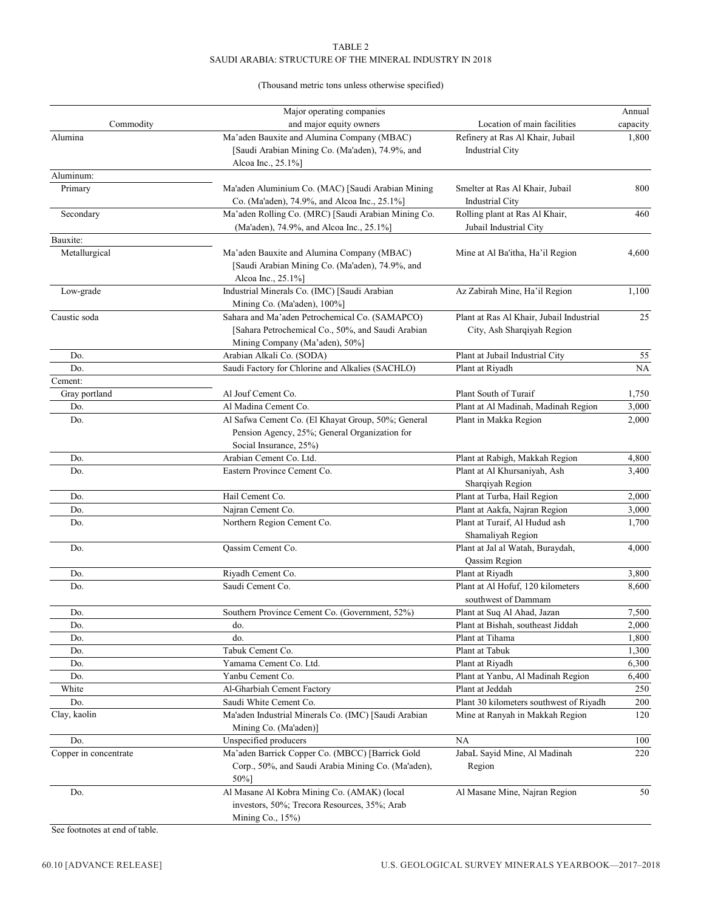TABLE 2
SAUDI ARABIA: STRUCTURE OF THE MINERAL INDUSTRY IN 2018

(Thousand metric tons unless otherwise specified)

| Commodity | Major operating companies and major equity owners | Location of main facilities | Annual capacity |
|---|---|---|---|
| Alumina | Ma'aden Bauxite and Alumina Company (MBAC) [Saudi Arabian Mining Co. (Ma'aden), 74.9%, and Alcoa Inc., 25.1%] | Refinery at Ras Al Khair, Jubail Industrial City | 1,800 |
| Aluminum: | | | |
| Primary | Ma'aden Aluminium Co. (MAC) [Saudi Arabian Mining Co. (Ma'aden), 74.9%, and Alcoa Inc., 25.1%] | Smelter at Ras Al Khair, Jubail Industrial City | 800 |
| Secondary | Ma'aden Rolling Co. (MRC) [Saudi Arabian Mining Co. (Ma'aden), 74.9%, and Alcoa Inc., 25.1%] | Rolling plant at Ras Al Khair, Jubail Industrial City | 460 |
| Bauxite: | | | |
| Metallurgical | Ma'aden Bauxite and Alumina Company (MBAC) [Saudi Arabian Mining Co. (Ma'aden), 74.9%, and Alcoa Inc., 25.1%] | Mine at Al Ba'itha, Ha'il Region | 4,600 |
| Low-grade | Industrial Minerals Co. (IMC) [Saudi Arabian Mining Co. (Ma'aden), 100%] | Az Zabirah Mine, Ha'il Region | 1,100 |
| Caustic soda | Sahara and Ma'aden Petrochemical Co. (SAMAPCO) [Sahara Petrochemical Co., 50%, and Saudi Arabian Mining Company (Ma'aden), 50%] | Plant at Ras Al Khair, Jubail Industrial City, Ash Sharqiyah Region | 25 |
| Do. | Arabian Alkali Co. (SODA) | Plant at Jubail Industrial City | 55 |
| Do. | Saudi Factory for Chlorine and Alkalies (SACHLO) | Plant at Riyadh | NA |
| Cement: | | | |
| Gray portland | Al Jouf Cement Co. | Plant South of Turaif | 1,750 |
| Do. | Al Madina Cement Co. | Plant at Al Madinah, Madinah Region | 3,000 |
| Do. | Al Safwa Cement Co. (El Khayat Group, 50%; General Pension Agency, 25%; General Organization for Social Insurance, 25%) | Plant in Makka Region | 2,000 |
| Do. | Arabian Cement Co. Ltd. | Plant at Rabigh, Makkah Region | 4,800 |
| Do. | Eastern Province Cement Co. | Plant at Al Khursaniyah, Ash Sharqiyah Region | 3,400 |
| Do. | Hail Cement Co. | Plant at Turba, Hail Region | 2,000 |
| Do. | Najran Cement Co. | Plant at Aakfa, Najran Region | 3,000 |
| Do. | Northern Region Cement Co. | Plant at Turaif, Al Hudud ash Shamaliyah Region | 1,700 |
| Do. | Qassim Cement Co. | Plant at Jal al Watah, Buraydah, Qassim Region | 4,000 |
| Do. | Riyadh Cement Co. | Plant at Riyadh | 3,800 |
| Do. | Saudi Cement Co. | Plant at Al Hofuf, 120 kilometers southwest of Dammam | 8,600 |
| Do. | Southern Province Cement Co. (Government, 52%) | Plant at Suq Al Ahad, Jazan | 7,500 |
| Do. | do. | Plant at Bishah, southeast Jiddah | 2,000 |
| Do. | do. | Plant at Tihama | 1,800 |
| Do. | Tabuk Cement Co. | Plant at Tabuk | 1,300 |
| Do. | Yamama Cement Co. Ltd. | Plant at Riyadh | 6,300 |
| Do. | Yanbu Cement Co. | Plant at Yanbu, Al Madinah Region | 6,400 |
| White | Al-Gharbiah Cement Factory | Plant at Jeddah | 250 |
| Do. | Saudi White Cement Co. | Plant 30 kilometers southwest of Riyadh | 200 |
| Clay, kaolin | Ma'aden Industrial Minerals Co. (IMC) [Saudi Arabian Mining Co. (Ma'aden)] | Mine at Ranyah in Makkah Region | 120 |
| Do. | Unspecified producers | NA | 100 |
| Copper in concentrate | Ma'aden Barrick Copper Co. (MBCC) [Barrick Gold Corp., 50%, and Saudi Arabia Mining Co. (Ma'aden), 50%] | JabaL Sayid Mine, Al Madinah Region | 220 |
| Do. | Al Masane Al Kobra Mining Co. (AMAK) (local investors, 50%; Trecora Resources, 35%; Arab Mining Co., 15%) | Al Masane Mine, Najran Region | 50 |

See footnotes at end of table.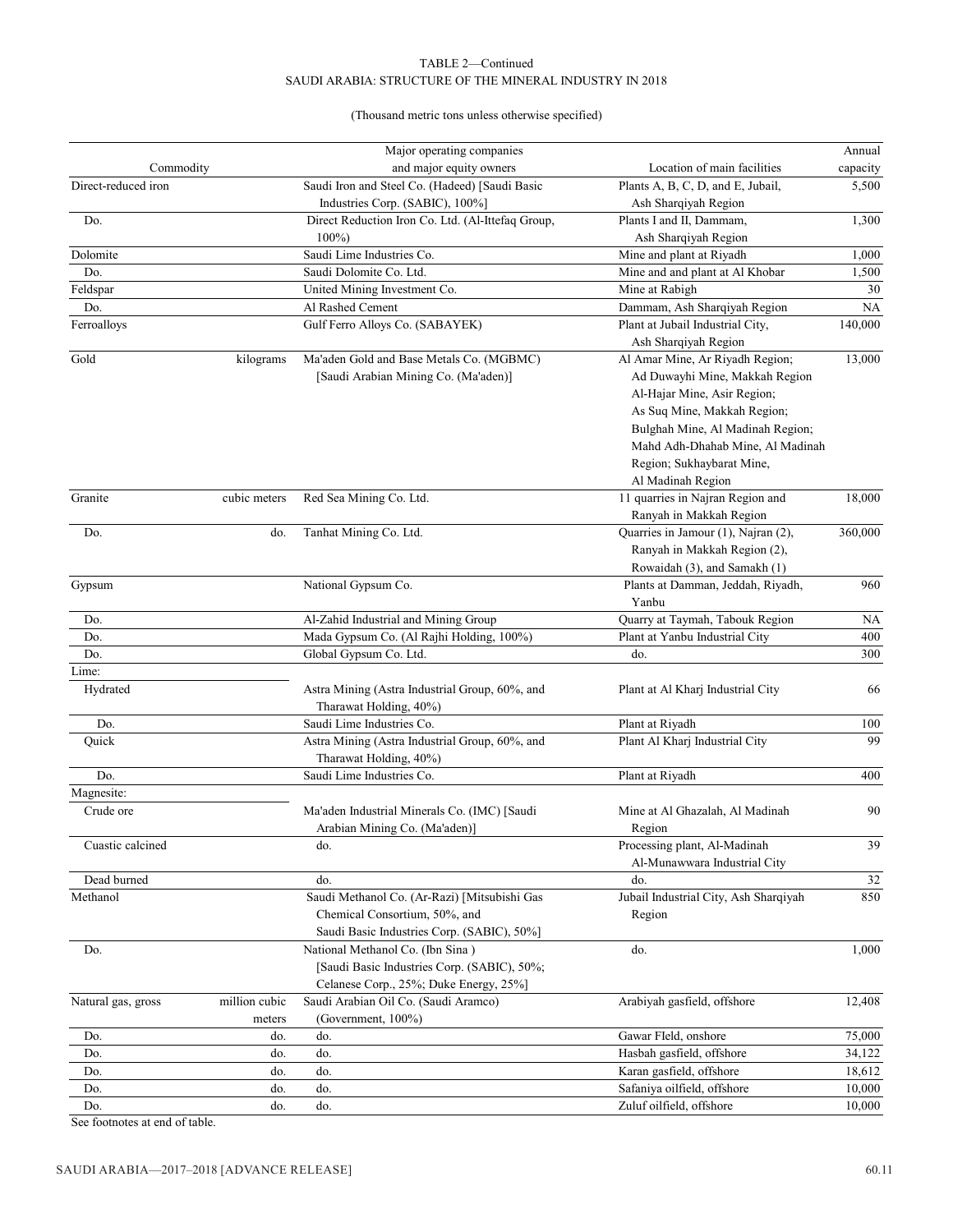TABLE 2—Continued
SAUDI ARABIA: STRUCTURE OF THE MINERAL INDUSTRY IN 2018

(Thousand metric tons unless otherwise specified)

| Commodity | | Major operating companies and major equity owners | Location of main facilities | Annual capacity |
|---|---|---|---|---|
| Direct-reduced iron | | Saudi Iron and Steel Co. (Hadeed) [Saudi Basic Industries Corp. (SABIC), 100%] | Plants A, B, C, D, and E, Jubail, Ash Sharqiyah Region | 5,500 |
| Do. | | Direct Reduction Iron Co. Ltd. (Al-Ittefaq Group, 100%) | Plants I and II, Dammam, Ash Sharqiyah Region | 1,300 |
| Dolomite | | Saudi Lime Industries Co. | Mine and plant at Riyadh | 1,000 |
| Do. | | Saudi Dolomite Co. Ltd. | Mine and and plant at Al Khobar | 1,500 |
| Feldspar | | United Mining Investment Co. | Mine at Rabigh | 30 |
| Do. | | Al Rashed Cement | Dammam, Ash Sharqiyah Region | NA |
| Ferroalloys | | Gulf Ferro Alloys Co. (SABAYEK) | Plant at Jubail Industrial City, Ash Sharqiyah Region | 140,000 |
| Gold | kilograms | Ma'aden Gold and Base Metals Co. (MGBMC) [Saudi Arabian Mining Co. (Ma'aden)] | Al Amar Mine, Ar Riyadh Region; Ad Duwayhi Mine, Makkah Region Al-Hajar Mine, Asir Region; As Suq Mine, Makkah Region; Bulghah Mine, Al Madinah Region; Mahd Adh-Dhahab Mine, Al Madinah Region; Sukhaybarat Mine, Al Madinah Region | 13,000 |
| Granite | cubic meters | Red Sea Mining Co. Ltd. | 11 quarries in Najran Region and Ranyah in Makkah Region | 18,000 |
| Do. | do. | Tanhat Mining Co. Ltd. | Quarries in Jamour (1), Najran (2), Ranyah in Makkah Region (2), Rowaidah (3), and Samakh (1) | 360,000 |
| Gypsum | | National Gypsum Co. | Plants at Damman, Jeddah, Riyadh, Yanbu | 960 |
| Do. | | Al-Zahid Industrial and Mining Group | Quarry at Taymah, Tabouk Region | NA |
| Do. | | Mada Gypsum Co. (Al Rajhi Holding, 100%) | Plant at Yanbu Industrial City | 400 |
| Do. | | Global Gypsum Co. Ltd. | do. | 300 |
| Lime: | | | | |
| Hydrated | | Astra Mining (Astra Industrial Group, 60%, and Tharawat Holding, 40%) | Plant at Al Kharj Industrial City | 66 |
| Do. | | Saudi Lime Industries Co. | Plant at Riyadh | 100 |
| Quick | | Astra Mining (Astra Industrial Group, 60%, and Tharawat Holding, 40%) | Plant Al Kharj Industrial City | 99 |
| Do. | | Saudi Lime Industries Co. | Plant at Riyadh | 400 |
| Magnesite: | | | | |
| Crude ore | | Ma'aden Industrial Minerals Co. (IMC) [Saudi Arabian Mining Co. (Ma'aden)] | Mine at Al Ghazalah, Al Madinah Region | 90 |
| Cuastic calcined | | do. | Processing plant, Al-Madinah Al-Munawwara Industrial City | 39 |
| Dead burned | | do. | do. | 32 |
| Methanol | | Saudi Methanol Co. (Ar-Razi) [Mitsubishi Gas Chemical Consortium, 50%, and Saudi Basic Industries Corp. (SABIC), 50%] | Jubail Industrial City, Ash Sharqiyah Region | 850 |
| Do. | | National Methanol Co. (Ibn Sina ) [Saudi Basic Industries Corp. (SABIC), 50%; Celanese Corp., 25%; Duke Energy, 25%] | do. | 1,000 |
| Natural gas, gross | million cubic meters | Saudi Arabian Oil Co. (Saudi Aramco) (Government, 100%) | Arabiyah gasfield, offshore | 12,408 |
| Do. | do. | do. | Gawar FIeld, onshore | 75,000 |
| Do. | do. | do. | Hasbah gasfield, offshore | 34,122 |
| Do. | do. | do. | Karan gasfield, offshore | 18,612 |
| Do. | do. | do. | Safaniya oilfield, offshore | 10,000 |
| Do. | do. | do. | Zuluf oilfield, offshore | 10,000 |

See footnotes at end of table.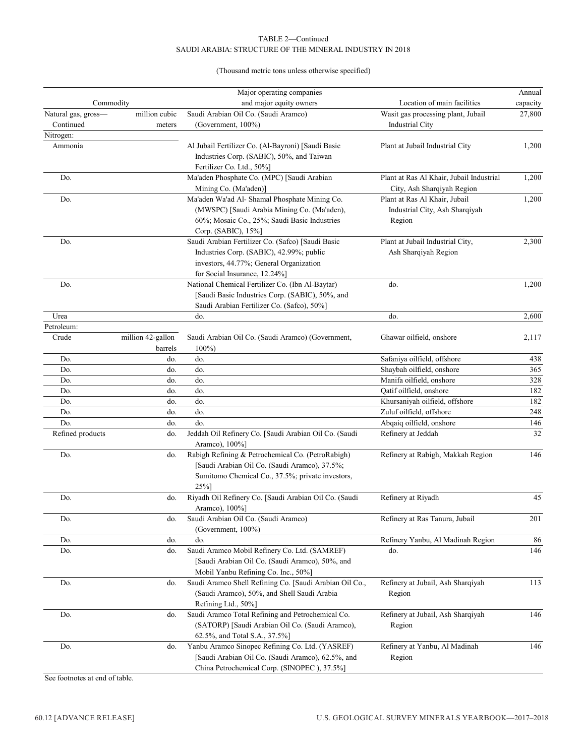TABLE 2—Continued
SAUDI ARABIA: STRUCTURE OF THE MINERAL INDUSTRY IN 2018

(Thousand metric tons unless otherwise specified)

| Commodity | | Major operating companies and major equity owners | Location of main facilities | Annual capacity |
|---|---|---|---|---|
| Natural gas, gross—Continued | million cubic meters | Saudi Arabian Oil Co. (Saudi Aramco) (Government, 100%) | Wasit gas processing plant, Jubail Industrial City | 27,800 |
| Nitrogen: | | | | |
| Ammonia | | Al Jubail Fertilizer Co. (Al-Bayroni) [Saudi Basic Industries Corp. (SABIC), 50%, and Taiwan Fertilizer Co. Ltd., 50%] | Plant at Jubail Industrial City | 1,200 |
| Do. | | Ma'aden Phosphate Co. (MPC) [Saudi Arabian Mining Co. (Ma'aden)] | Plant at Ras Al Khair, Jubail Industrial City, Ash Sharqiyah Region | 1,200 |
| Do. | | Ma'aden Wa'ad Al- Shamal Phosphate Mining Co. (MWSPC) [Saudi Arabia Mining Co. (Ma'aden), 60%; Mosaic Co., 25%; Saudi Basic Industries Corp. (SABIC), 15%] | Plant at Ras Al Khair, Jubail Industrial City, Ash Sharqiyah Region | 1,200 |
| Do. | | Saudi Arabian Fertilizer Co. (Safco) [Saudi Basic Industries Corp. (SABIC), 42.99%; public investors, 44.77%; General Organization for Social Insurance, 12.24%] | Plant at Jubail Industrial City, Ash Sharqiyah Region | 2,300 |
| Do. | | National Chemical Fertilizer Co. (Ibn Al-Baytar) [Saudi Basic Industries Corp. (SABIC), 50%, and Saudi Arabian Fertilizer Co. (Safco), 50%] | do. | 1,200 |
| Urea | | do. | do. | 2,600 |
| Petroleum: | | | | |
| Crude | million 42-gallon barrels | Saudi Arabian Oil Co. (Saudi Aramco) (Government, 100%) | Ghawar oilfield, onshore | 2,117 |
| Do. | do. | do. | Safaniya oilfield, offshore | 438 |
| Do. | do. | do. | Shaybah oilfield, onshore | 365 |
| Do. | do. | do. | Manifa oilfield, onshore | 328 |
| Do. | do. | do. | Qatif oilfield, onshore | 182 |
| Do. | do. | do. | Khursaniyah oilfield, offshore | 182 |
| Do. | do. | do. | Zuluf oilfield, offshore | 248 |
| Do. | do. | do. | Abqaiq oilfield, onshore | 146 |
| Refined products | do. | Jeddah Oil Refinery Co. [Saudi Arabian Oil Co. (Saudi Aramco), 100%] | Refinery at Jeddah | 32 |
| Do. | do. | Rabigh Refining & Petrochemical Co. (PetroRabigh) [Saudi Arabian Oil Co. (Saudi Aramco), 37.5%; Sumitomo Chemical Co., 37.5%; private investors, 25%] | Refinery at Rabigh, Makkah Region | 146 |
| Do. | do. | Riyadh Oil Refinery Co. [Saudi Arabian Oil Co. (Saudi Aramco), 100%] | Refinery at Riyadh | 45 |
| Do. | do. | Saudi Arabian Oil Co. (Saudi Aramco) (Government, 100%) | Refinery at Ras Tanura, Jubail | 201 |
| Do. | do. | do. | Refinery Yanbu, Al Madinah Region | 86 |
| Do. | do. | Saudi Aramco Mobil Refinery Co. Ltd. (SAMREF) [Saudi Arabian Oil Co. (Saudi Aramco), 50%, and Mobil Yanbu Refining Co. Inc., 50%] | do. | 146 |
| Do. | do. | Saudi Aramco Shell Refining Co. [Saudi Arabian Oil Co., (Saudi Aramco), 50%, and Shell Saudi Arabia Refining Ltd., 50%] | Refinery at Jubail, Ash Sharqiyah Region | 113 |
| Do. | do. | Saudi Aramco Total Refining and Petrochemical Co. (SATORP) [Saudi Arabian Oil Co. (Saudi Aramco), 62.5%, and Total S.A., 37.5%] | Refinery at Jubail, Ash Sharqiyah Region | 146 |
| Do. | do. | Yanbu Aramco Sinopec Refining Co. Ltd. (YASREF) [Saudi Arabian Oil Co. (Saudi Aramco), 62.5%, and China Petrochemical Corp. (SINOPEC ), 37.5%] | Refinery at Yanbu, Al Madinah Region | 146 |

See footnotes at end of table.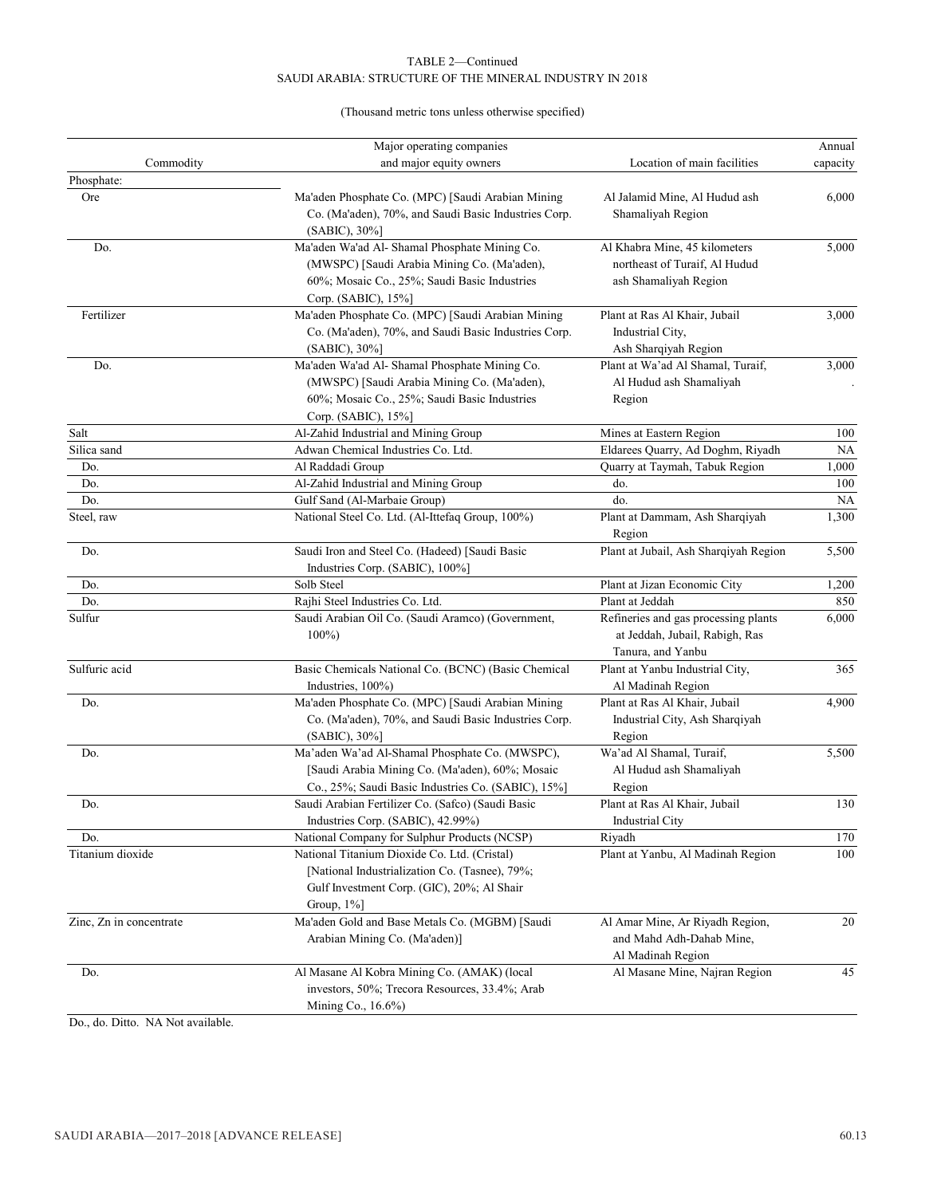TABLE 2—Continued

SAUDI ARABIA: STRUCTURE OF THE MINERAL INDUSTRY IN 2018

(Thousand metric tons unless otherwise specified)

| Commodity | Major operating companies and major equity owners | Location of main facilities | Annual capacity |
|---|---|---|---|
| Phosphate: | | | |
| Ore | Ma'aden Phosphate Co. (MPC) [Saudi Arabian Mining Co. (Ma'aden), 70%, and Saudi Basic Industries Corp. (SABIC), 30%] | Al Jalamid Mine, Al Hudud ash Shamaliyah Region | 6,000 |
| Do. | Ma'aden Wa'ad Al- Shamal Phosphate Mining Co. (MWSPC) [Saudi Arabia Mining Co. (Ma'aden), 60%; Mosaic Co., 25%; Saudi Basic Industries Corp. (SABIC), 15%] | Al Khabra Mine, 45 kilometers northeast of Turaif, Al Hudud ash Shamaliyah Region | 5,000 |
| Fertilizer | Ma'aden Phosphate Co. (MPC) [Saudi Arabian Mining Co. (Ma'aden), 70%, and Saudi Basic Industries Corp. (SABIC), 30%] | Plant at Ras Al Khair, Jubail Industrial City, Ash Sharqiyah Region | 3,000 |
| Do. | Ma'aden Wa'ad Al- Shamal Phosphate Mining Co. (MWSPC) [Saudi Arabia Mining Co. (Ma'aden), 60%; Mosaic Co., 25%; Saudi Basic Industries Corp. (SABIC), 15%] | Plant at Wa'ad Al Shamal, Turaif, Al Hudud ash Shamaliyah Region | 3,000 . |
| Salt | Al-Zahid Industrial and Mining Group | Mines at Eastern Region | 100 |
| Silica sand | Adwan Chemical Industries Co. Ltd. | Eldarees Quarry, Ad Doghm, Riyadh | NA |
| Do. | Al Raddadi Group | Quarry at Taymah, Tabuk Region | 1,000 |
| Do. | Al-Zahid Industrial and Mining Group | do. | 100 |
| Do. | Gulf Sand (Al-Marbaie Group) | do. | NA |
| Steel, raw | National Steel Co. Ltd. (Al-Ittefaq Group, 100%) | Plant at Dammam, Ash Sharqiyah Region | 1,300 |
| Do. | Saudi Iron and Steel Co. (Hadeed) [Saudi Basic Industries Corp. (SABIC), 100%] | Plant at Jubail, Ash Sharqiyah Region | 5,500 |
| Do. | Solb Steel | Plant at Jizan Economic City | 1,200 |
| Do. | Rajhi Steel Industries Co. Ltd. | Plant at Jeddah | 850 |
| Sulfur | Saudi Arabian Oil Co. (Saudi Aramco) (Government, 100%) | Refineries and gas processing plants at Jeddah, Jubail, Rabigh, Ras Tanura, and Yanbu | 6,000 |
| Sulfuric acid | Basic Chemicals National Co. (BCNC) (Basic Chemical Industries, 100%) | Plant at Yanbu Industrial City, Al Madinah Region | 365 |
| Do. | Ma'aden Phosphate Co. (MPC) [Saudi Arabian Mining Co. (Ma'aden), 70%, and Saudi Basic Industries Corp. (SABIC), 30%] | Plant at Ras Al Khair, Jubail Industrial City, Ash Sharqiyah Region | 4,900 |
| Do. | Ma'aden Wa'ad Al-Shamal Phosphate Co. (MWSPC), [Saudi Arabia Mining Co. (Ma'aden), 60%; Mosaic Co., 25%; Saudi Basic Industries Co. (SABIC), 15%] | Wa'ad Al Shamal, Turaif, Al Hudud ash Shamaliyah Region | 5,500 |
| Do. | Saudi Arabian Fertilizer Co. (Safco) (Saudi Basic Industries Corp. (SABIC), 42.99%) | Plant at Ras Al Khair, Jubail Industrial City | 130 |
| Do. | National Company for Sulphur Products (NCSP) | Riyadh | 170 |
| Titanium dioxide | National Titanium Dioxide Co. Ltd. (Cristal) [National Industrialization Co. (Tasnee), 79%; Gulf Investment Corp. (GIC), 20%; Al Shair Group, 1%] | Plant at Yanbu, Al Madinah Region | 100 |
| Zinc, Zn in concentrate | Ma'aden Gold and Base Metals Co. (MGBM) [Saudi Arabian Mining Co. (Ma'aden)] | Al Amar Mine, Ar Riyadh Region, and Mahd Adh-Dahab Mine, Al Madinah Region | 20 |
| Do. | Al Masane Al Kobra Mining Co. (AMAK) (local investors, 50%; Trecora Resources, 33.4%; Arab Mining Co., 16.6%) | Al Masane Mine, Najran Region | 45 |

Do., do. Ditto. NA Not available.